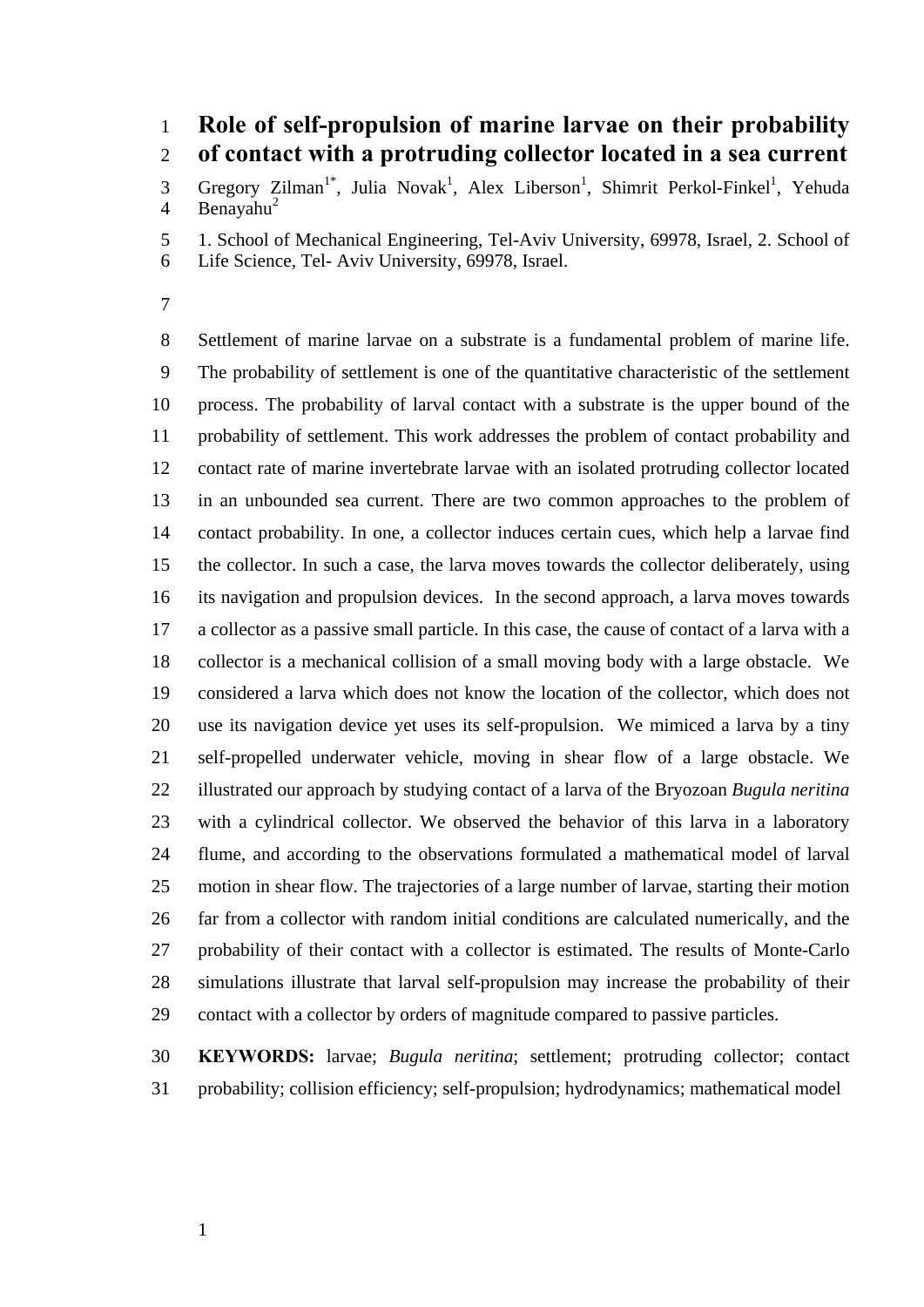# Role of self-propulsion of marine larvae on their probability of contact with a protruding collector located in a sea current

Gregory Zilman[1*], Julia Novak[1], Alex Liberson[1], Shimrit Perkol-Finkel[1], Yehuda Benayahu[2]

1. School of Mechanical Engineering, Tel-Aviv University, 69978, Israel, 2. School of Life Science, Tel- Aviv University, 69978, Israel.

Settlement of marine larvae on a substrate is a fundamental problem of marine life. The probability of settlement is one of the quantitative characteristic of the settlement process. The probability of larval contact with a substrate is the upper bound of the probability of settlement. This work addresses the problem of contact probability and contact rate of marine invertebrate larvae with an isolated protruding collector located in an unbounded sea current. There are two common approaches to the problem of contact probability. In one, a collector induces certain cues, which help a larvae find the collector. In such a case, the larva moves towards the collector deliberately, using its navigation and propulsion devices. In the second approach, a larva moves towards a collector as a passive small particle. In this case, the cause of contact of a larva with a collector is a mechanical collision of a small moving body with a large obstacle. We considered a larva which does not know the location of the collector, which does not use its navigation device yet uses its self-propulsion. We mimiced a larva by a tiny self-propelled underwater vehicle, moving in shear flow of a large obstacle. We illustrated our approach by studying contact of a larva of the Bryozoan *Bugula neritina* with a cylindrical collector. We observed the behavior of this larva in a laboratory flume, and according to the observations formulated a mathematical model of larval motion in shear flow. The trajectories of a large number of larvae, starting their motion far from a collector with random initial conditions are calculated numerically, and the probability of their contact with a collector is estimated. The results of Monte-Carlo simulations illustrate that larval self-propulsion may increase the probability of their contact with a collector by orders of magnitude compared to passive particles.

**KEYWORDS:** larvae; *Bugula neritina*; settlement; protruding collector; contact probability; collision efficiency; self-propulsion; hydrodynamics; mathematical model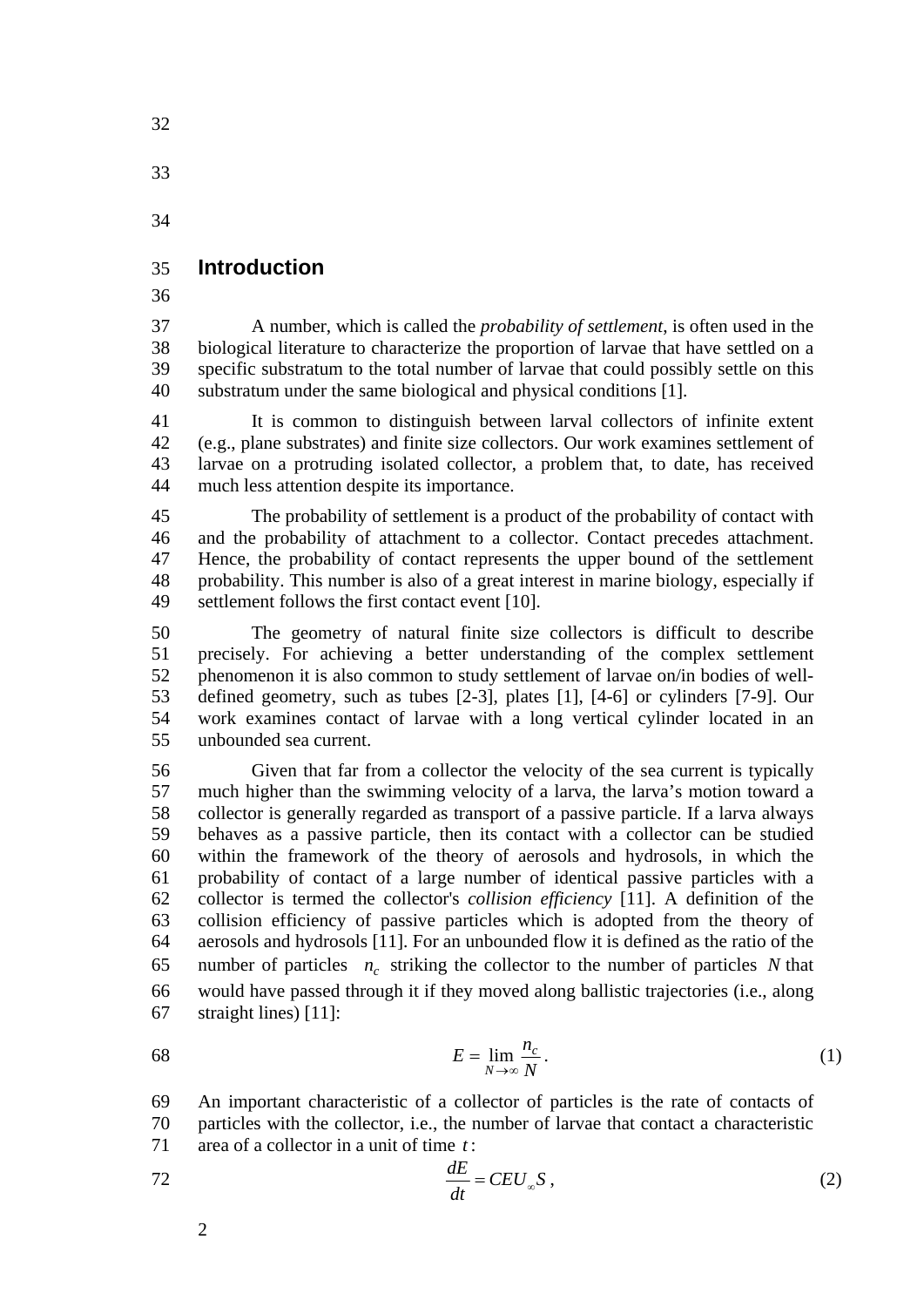## Introduction

A number, which is called the *probability of settlement*, is often used in the biological literature to characterize the proportion of larvae that have settled on a specific substratum to the total number of larvae that could possibly settle on this substratum under the same biological and physical conditions [1].

It is common to distinguish between larval collectors of infinite extent (e.g., plane substrates) and finite size collectors. Our work examines settlement of larvae on a protruding isolated collector, a problem that, to date, has received much less attention despite its importance.

The probability of settlement is a product of the probability of contact with and the probability of attachment to a collector. Contact precedes attachment. Hence, the probability of contact represents the upper bound of the settlement probability. This number is also of a great interest in marine biology, especially if settlement follows the first contact event [10].

The geometry of natural finite size collectors is difficult to describe precisely. For achieving a better understanding of the complex settlement phenomenon it is also common to study settlement of larvae on/in bodies of well-defined geometry, such as tubes [2-3], plates [1], [4-6] or cylinders [7-9]. Our work examines contact of larvae with a long vertical cylinder located in an unbounded sea current.

Given that far from a collector the velocity of the sea current is typically much higher than the swimming velocity of a larva, the larva's motion toward a collector is generally regarded as transport of a passive particle. If a larva always behaves as a passive particle, then its contact with a collector can be studied within the framework of the theory of aerosols and hydrosols, in which the probability of contact of a large number of identical passive particles with a collector is termed the collector's *collision efficiency* [11]. A definition of the collision efficiency of passive particles which is adopted from the theory of aerosols and hydrosols [11]. For an unbounded flow it is defined as the ratio of the number of particles $n_c$ striking the collector to the number of particles $N$ that would have passed through it if they moved along ballistic trajectories (i.e., along straight lines) [11]:

$$E = \lim_{N \to \infty} \frac{n_c}{N}. \tag{1}$$

An important characteristic of a collector of particles is the rate of contacts of particles with the collector, i.e., the number of larvae that contact a characteristic area of a collector in a unit of time $t$:

$$\frac{dE}{dt} = CEU_{\infty}S\,, \tag{2}$$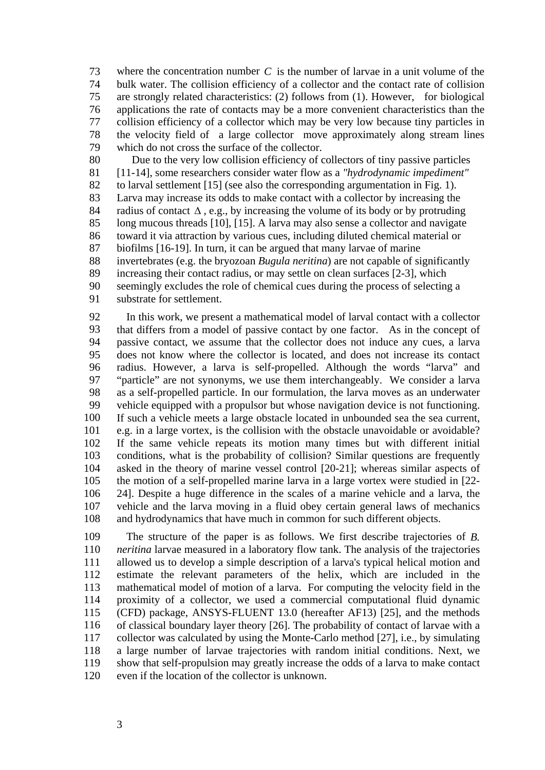where the concentration number $C$ is the number of larvae in a unit volume of the bulk water. The collision efficiency of a collector and the contact rate of collision are strongly related characteristics: (2) follows from (1). However, for biological applications the rate of contacts may be a more convenient characteristics than the collision efficiency of a collector which may be very low because tiny particles in the velocity field of a large collector move approximately along stream lines which do not cross the surface of the collector.

Due to the very low collision efficiency of collectors of tiny passive particles [11-14], some researchers consider water flow as a *"hydrodynamic impediment"* to larval settlement [15] (see also the corresponding argumentation in Fig. 1). Larva may increase its odds to make contact with a collector by increasing the radius of contact $\Delta$, e.g., by increasing the volume of its body or by protruding long mucous threads [10], [15]. A larva may also sense a collector and navigate toward it via attraction by various cues, including diluted chemical material or biofilms [16-19]. In turn, it can be argued that many larvae of marine invertebrates (e.g. the bryozoan *Bugula neritina*) are not capable of significantly increasing their contact radius, or may settle on clean surfaces [2-3], which seemingly excludes the role of chemical cues during the process of selecting a substrate for settlement.

In this work, we present a mathematical model of larval contact with a collector that differs from a model of passive contact by one factor. As in the concept of passive contact, we assume that the collector does not induce any cues, a larva does not know where the collector is located, and does not increase its contact radius. However, a larva is self-propelled. Although the words "larva" and "particle" are not synonyms, we use them interchangeably. We consider a larva as a self-propelled particle. In our formulation, the larva moves as an underwater vehicle equipped with a propulsor but whose navigation device is not functioning. If such a vehicle meets a large obstacle located in unbounded sea the sea current, e.g. in a large vortex, is the collision with the obstacle unavoidable or avoidable? If the same vehicle repeats its motion many times but with different initial conditions, what is the probability of collision? Similar questions are frequently asked in the theory of marine vessel control [20-21]; whereas similar aspects of the motion of a self-propelled marine larva in a large vortex were studied in [22-24]. Despite a huge difference in the scales of a marine vehicle and a larva, the vehicle and the larva moving in a fluid obey certain general laws of mechanics and hydrodynamics that have much in common for such different objects.

The structure of the paper is as follows. We first describe trajectories of *B. neritina* larvae measured in a laboratory flow tank. The analysis of the trajectories allowed us to develop a simple description of a larva's typical helical motion and estimate the relevant parameters of the helix, which are included in the mathematical model of motion of a larva. For computing the velocity field in the proximity of a collector, we used a commercial computational fluid dynamic (CFD) package, ANSYS-FLUENT 13.0 (hereafter AF13) [25], and the methods of classical boundary layer theory [26]. The probability of contact of larvae with a collector was calculated by using the Monte-Carlo method [27], i.e., by simulating a large number of larvae trajectories with random initial conditions. Next, we show that self-propulsion may greatly increase the odds of a larva to make contact even if the location of the collector is unknown.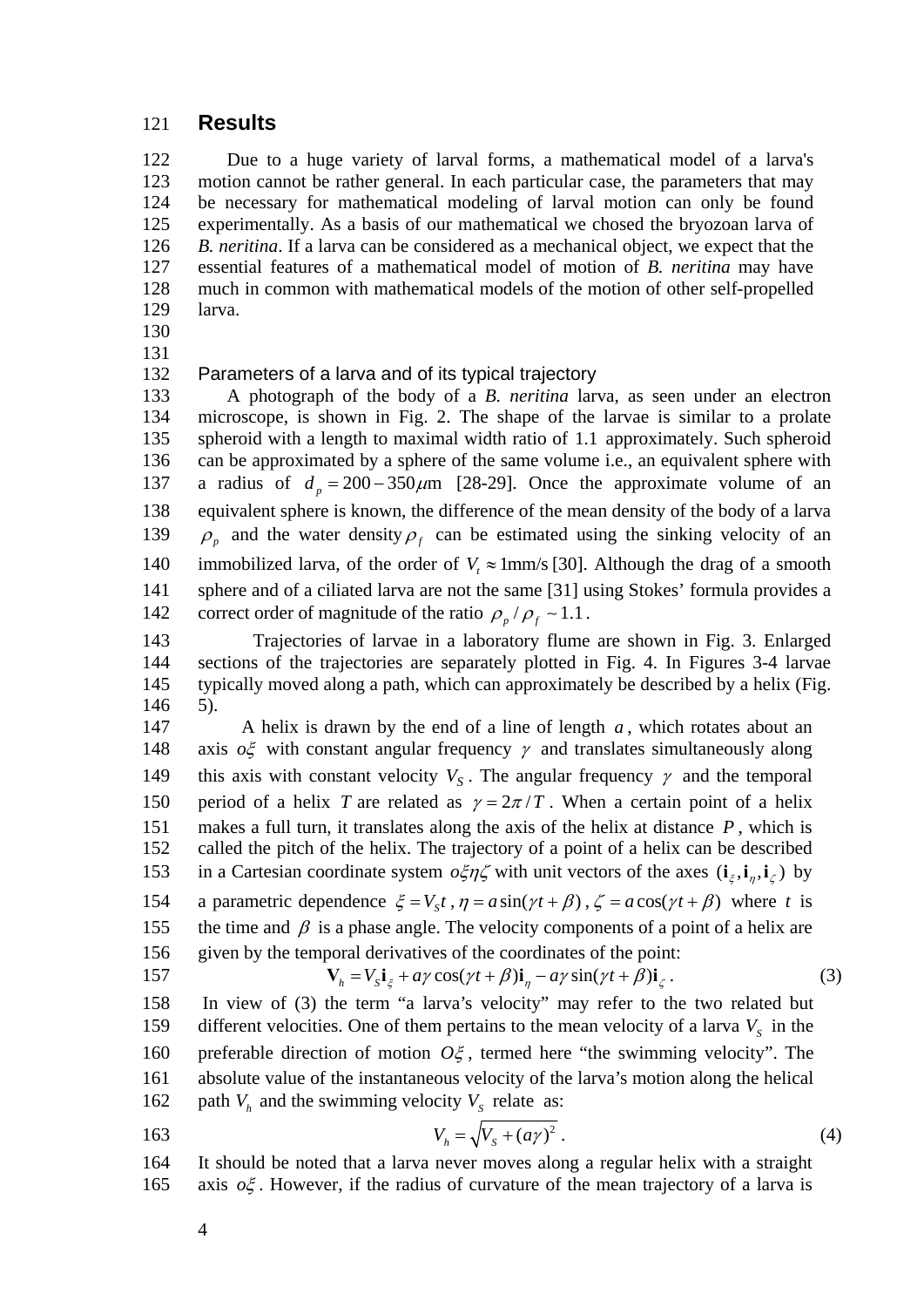## Results

Due to a huge variety of larval forms, a mathematical model of a larva's motion cannot be rather general. In each particular case, the parameters that may be necessary for mathematical modeling of larval motion can only be found experimentally. As a basis of our mathematical we chosed the bryozoan larva of *B. neritina*. If a larva can be considered as a mechanical object, we expect that the essential features of a mathematical model of motion of *B. neritina* may have much in common with mathematical models of the motion of other self-propelled larva.

### Parameters of a larva and of its typical trajectory

A photograph of the body of a *B. neritina* larva, as seen under an electron microscope, is shown in Fig. 2. The shape of the larvae is similar to a prolate spheroid with a length to maximal width ratio of 1.1 approximately. Such spheroid can be approximated by a sphere of the same volume i.e., an equivalent sphere with a radius of $d_p = 200 - 350\mu$m [28-29]. Once the approximate volume of an equivalent sphere is known, the difference of the mean density of the body of a larva $\rho_p$ and the water density $\rho_f$ can be estimated using the sinking velocity of an immobilized larva, of the order of $V_t \approx 1$mm/s [30]. Although the drag of a smooth sphere and of a ciliated larva are not the same [31] using Stokes' formula provides a correct order of magnitude of the ratio $\rho_p / \rho_f \sim 1.1$.

Trajectories of larvae in a laboratory flume are shown in Fig. 3. Enlarged sections of the trajectories are separately plotted in Fig. 4. In Figures 3-4 larvae typically moved along a path, which can approximately be described by a helix (Fig. 5).

A helix is drawn by the end of a line of length $a$, which rotates about an axis $o\xi$ with constant angular frequency $\gamma$ and translates simultaneously along this axis with constant velocity $V_S$. The angular frequency $\gamma$ and the temporal period of a helix $T$ are related as $\gamma = 2\pi / T$. When a certain point of a helix makes a full turn, it translates along the axis of the helix at distance $P$, which is called the pitch of the helix. The trajectory of a point of a helix can be described in a Cartesian coordinate system $o\xi\eta\zeta$ with unit vectors of the axes $(\mathbf{i}_\xi, \mathbf{i}_\eta, \mathbf{i}_\zeta)$ by a parametric dependence $\xi = V_S t$, $\eta = a\sin(\gamma t + \beta)$, $\zeta = a\cos(\gamma t + \beta)$ where $t$ is the time and $\beta$ is a phase angle. The velocity components of a point of a helix are given by the temporal derivatives of the coordinates of the point:

$$\mathbf{V}_h = V_S \mathbf{i}_\xi + a\gamma\cos(\gamma t + \beta)\mathbf{i}_\eta - a\gamma\sin(\gamma t + \beta)\mathbf{i}_\zeta . \tag{3}$$

In view of (3) the term "a larva's velocity" may refer to the two related but different velocities. One of them pertains to the mean velocity of a larva $V_S$ in the preferable direction of motion $O\xi$, termed here "the swimming velocity". The absolute value of the instantaneous velocity of the larva's motion along the helical path $V_h$ and the swimming velocity $V_S$ relate as:

$$V_h = \sqrt{V_S + (a\gamma)^2} . \tag{4}$$

It should be noted that a larva never moves along a regular helix with a straight axis $o\xi$. However, if the radius of curvature of the mean trajectory of a larva is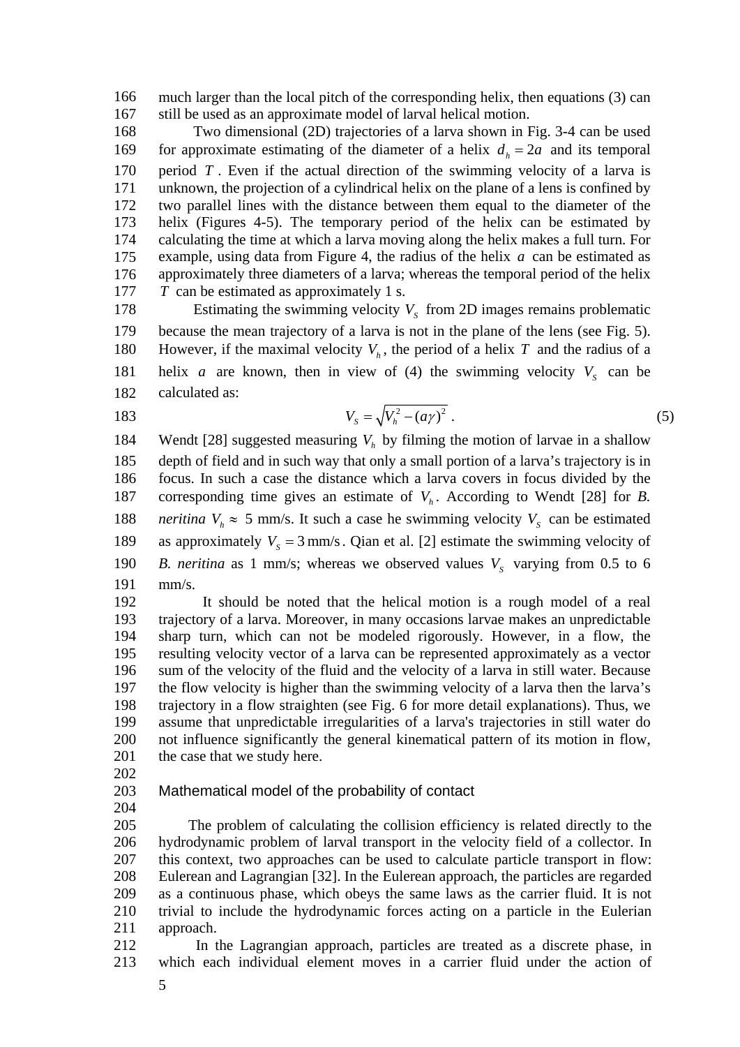much larger than the local pitch of the corresponding helix, then equations (3) can still be used as an approximate model of larval helical motion.

Two dimensional (2D) trajectories of a larva shown in Fig. 3-4 can be used for approximate estimating of the diameter of a helix $d_h = 2a$ and its temporal period $T$. Even if the actual direction of the swimming velocity of a larva is unknown, the projection of a cylindrical helix on the plane of a lens is confined by two parallel lines with the distance between them equal to the diameter of the helix (Figures 4-5). The temporary period of the helix can be estimated by calculating the time at which a larva moving along the helix makes a full turn. For example, using data from Figure 4, the radius of the helix $a$ can be estimated as approximately three diameters of a larva; whereas the temporal period of the helix $T$ can be estimated as approximately 1 s.

Estimating the swimming velocity $V_S$ from 2D images remains problematic because the mean trajectory of a larva is not in the plane of the lens (see Fig. 5). However, if the maximal velocity $V_h$, the period of a helix $T$ and the radius of a helix $a$ are known, then in view of (4) the swimming velocity $V_S$ can be calculated as:

$$V_S = \sqrt{V_h^2 - (a\gamma)^2} \,. \tag{5}$$

Wendt [28] suggested measuring $V_h$ by filming the motion of larvae in a shallow depth of field and in such way that only a small portion of a larva's trajectory is in focus. In such a case the distance which a larva covers in focus divided by the corresponding time gives an estimate of $V_h$. According to Wendt [28] for *B. neritina* $V_h \approx$ 5 mm/s. It such a case he swimming velocity $V_S$ can be estimated as approximately $V_S = 3$ mm/s. Qian et al. [2] estimate the swimming velocity of *B. neritina* as 1 mm/s; whereas we observed values $V_S$ varying from 0.5 to 6 mm/s.

It should be noted that the helical motion is a rough model of a real trajectory of a larva. Moreover, in many occasions larvae makes an unpredictable sharp turn, which can not be modeled rigorously. However, in a flow, the resulting velocity vector of a larva can be represented approximately as a vector sum of the velocity of the fluid and the velocity of a larva in still water. Because the flow velocity is higher than the swimming velocity of a larva then the larva's trajectory in a flow straighten (see Fig. 6 for more detail explanations). Thus, we assume that unpredictable irregularities of a larva's trajectories in still water do not influence significantly the general kinematical pattern of its motion in flow, the case that we study here.

## Mathematical model of the probability of contact

The problem of calculating the collision efficiency is related directly to the hydrodynamic problem of larval transport in the velocity field of a collector. In this context, two approaches can be used to calculate particle transport in flow: Eulerean and Lagrangian [32]. In the Eulerean approach, the particles are regarded as a continuous phase, which obeys the same laws as the carrier fluid. It is not trivial to include the hydrodynamic forces acting on a particle in the Eulerian approach.

In the Lagrangian approach, particles are treated as a discrete phase, in which each individual element moves in a carrier fluid under the action of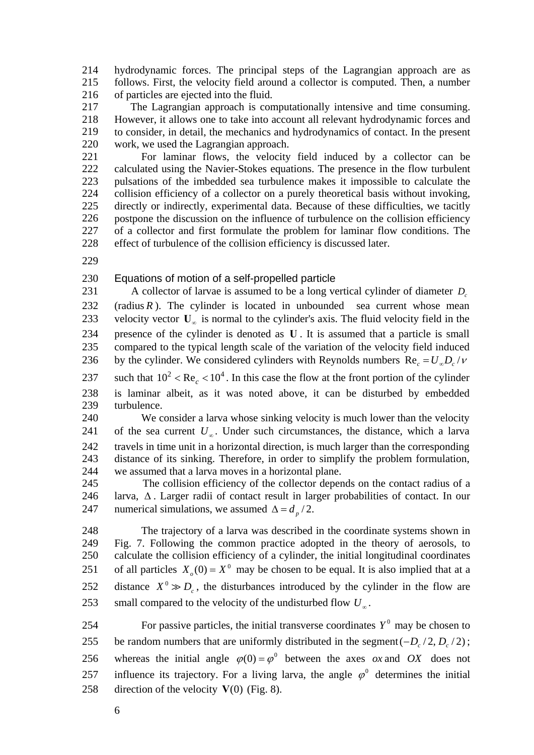hydrodynamic forces. The principal steps of the Lagrangian approach are as follows. First, the velocity field around a collector is computed. Then, a number of particles are ejected into the fluid.

The Lagrangian approach is computationally intensive and time consuming. However, it allows one to take into account all relevant hydrodynamic forces and to consider, in detail, the mechanics and hydrodynamics of contact. In the present work, we used the Lagrangian approach.

For laminar flows, the velocity field induced by a collector can be calculated using the Navier-Stokes equations. The presence in the flow turbulent pulsations of the imbedded sea turbulence makes it impossible to calculate the collision efficiency of a collector on a purely theoretical basis without invoking, directly or indirectly, experimental data. Because of these difficulties, we tacitly postpone the discussion on the influence of turbulence on the collision efficiency of a collector and first formulate the problem for laminar flow conditions. The effect of turbulence of the collision efficiency is discussed later.

## Equations of motion of a self-propelled particle

A collector of larvae is assumed to be a long vertical cylinder of diameter $D_c$ (radius $R$). The cylinder is located in unbounded sea current whose mean velocity vector $\mathbf{U}_\infty$ is normal to the cylinder's axis. The fluid velocity field in the presence of the cylinder is denoted as $\mathbf{U}$. It is assumed that a particle is small compared to the typical length scale of the variation of the velocity field induced by the cylinder. We considered cylinders with Reynolds numbers $\mathrm{Re}_c = U_\infty D_c / \nu$ such that $10^2 < \mathrm{Re}_c < 10^4$. In this case the flow at the front portion of the cylinder is laminar albeit, as it was noted above, it can be disturbed by embedded turbulence.

We consider a larva whose sinking velocity is much lower than the velocity of the sea current $U_\infty$. Under such circumstances, the distance, which a larva travels in time unit in a horizontal direction, is much larger than the corresponding distance of its sinking. Therefore, in order to simplify the problem formulation, we assumed that a larva moves in a horizontal plane.

The collision efficiency of the collector depends on the contact radius of a larva, $\Delta$. Larger radii of contact result in larger probabilities of contact. In our numerical simulations, we assumed $\Delta = d_p / 2$.

The trajectory of a larva was described in the coordinate systems shown in Fig. 7. Following the common practice adopted in the theory of aerosols, to calculate the collision efficiency of a cylinder, the initial longitudinal coordinates of all particles $X_o(0) = X^0$ may be chosen to be equal. It is also implied that at a distance $X^0 \gg D_c$, the disturbances introduced by the cylinder in the flow are small compared to the velocity of the undisturbed flow $U_\infty$.

For passive particles, the initial transverse coordinates $Y^0$ may be chosen to be random numbers that are uniformly distributed in the segment $(-D_c/2, D_c/2)$; whereas the initial angle $\varphi(0) = \varphi^0$ between the axes $ox$ and $OX$ does not influence its trajectory. For a living larva, the angle $\varphi^0$ determines the initial direction of the velocity $\mathbf{V}(0)$ (Fig. 8).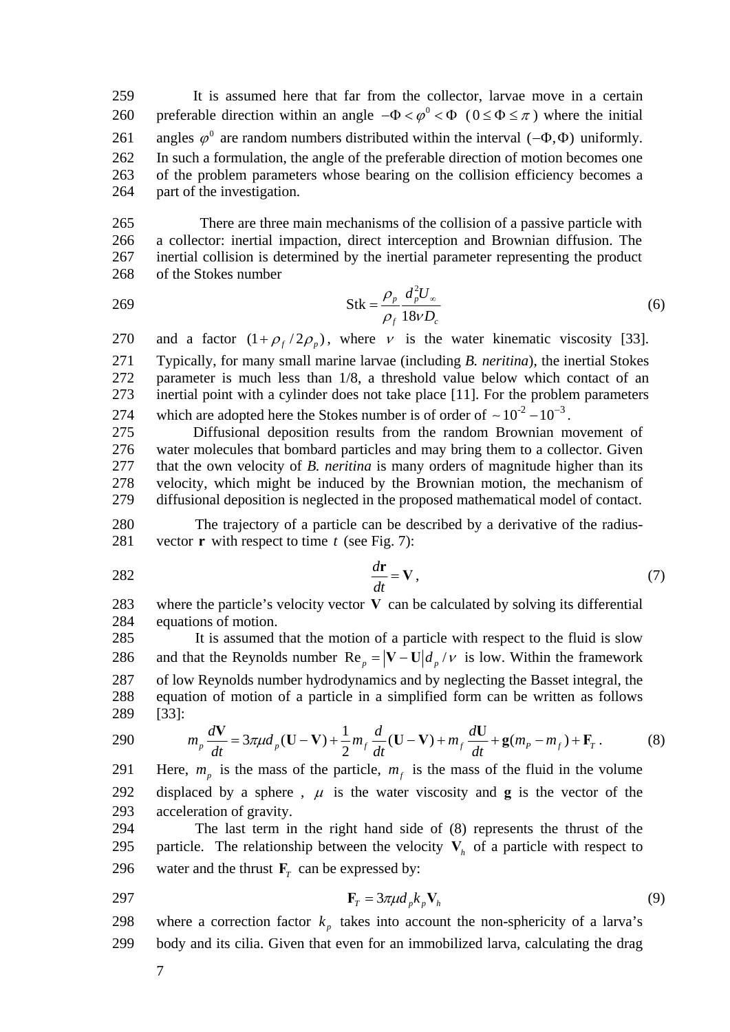It is assumed here that far from the collector, larvae move in a certain preferable direction within an angle $-\Phi < \varphi^0 < \Phi$ ($0 \le \Phi \le \pi$) where the initial angles $\varphi^0$ are random numbers distributed within the interval $(-\Phi, \Phi)$ uniformly. In such a formulation, the angle of the preferable direction of motion becomes one of the problem parameters whose bearing on the collision efficiency becomes a part of the investigation.

There are three main mechanisms of the collision of a passive particle with a collector: inertial impaction, direct interception and Brownian diffusion. The inertial collision is determined by the inertial parameter representing the product of the Stokes number

$$\mathrm{Stk} = \frac{\rho_p}{\rho_f} \frac{d_p^2 U_\infty}{18 \nu D_c} \tag{6}$$

and a factor $(1 + \rho_f / 2\rho_p)$, where $\nu$ is the water kinematic viscosity [33]. Typically, for many small marine larvae (including *B. neritina*), the inertial Stokes parameter is much less than 1/8, a threshold value below which contact of an inertial point with a cylinder does not take place [11]. For the problem parameters which are adopted here the Stokes number is of order of $\sim 10^{-2} - 10^{-3}$.

Diffusional deposition results from the random Brownian movement of water molecules that bombard particles and may bring them to a collector. Given that the own velocity of *B. neritina* is many orders of magnitude higher than its velocity, which might be induced by the Brownian motion, the mechanism of diffusional deposition is neglected in the proposed mathematical model of contact.

The trajectory of a particle can be described by a derivative of the radius-vector $\mathbf{r}$ with respect to time $t$ (see Fig. 7):

$$\frac{d\mathbf{r}}{dt} = \mathbf{V}, \tag{7}$$

where the particle's velocity vector $\mathbf{V}$ can be calculated by solving its differential equations of motion.

It is assumed that the motion of a particle with respect to the fluid is slow and that the Reynolds number $\mathrm{Re}_p = |\mathbf{V} - \mathbf{U}| d_p / \nu$ is low. Within the framework of low Reynolds number hydrodynamics and by neglecting the Basset integral, the equation of motion of a particle in a simplified form can be written as follows [33]:

$$m_p \frac{d\mathbf{V}}{dt} = 3\pi\mu d_p (\mathbf{U} - \mathbf{V}) + \frac{1}{2} m_f \frac{d}{dt}(\mathbf{U} - \mathbf{V}) + m_f \frac{d\mathbf{U}}{dt} + \mathbf{g}(m_P - m_f) + \mathbf{F}_T. \tag{8}$$

Here, $m_p$ is the mass of the particle, $m_f$ is the mass of the fluid in the volume displaced by a sphere , $\mu$ is the water viscosity and $\mathbf{g}$ is the vector of the acceleration of gravity.

The last term in the right hand side of (8) represents the thrust of the particle. The relationship between the velocity $\mathbf{V}_h$ of a particle with respect to water and the thrust $\mathbf{F}_T$ can be expressed by:

$$\mathbf{F}_T = 3\pi\mu d_p k_p \mathbf{V}_h \tag{9}$$

where a correction factor $k_p$ takes into account the non-sphericity of a larva's body and its cilia. Given that even for an immobilized larva, calculating the drag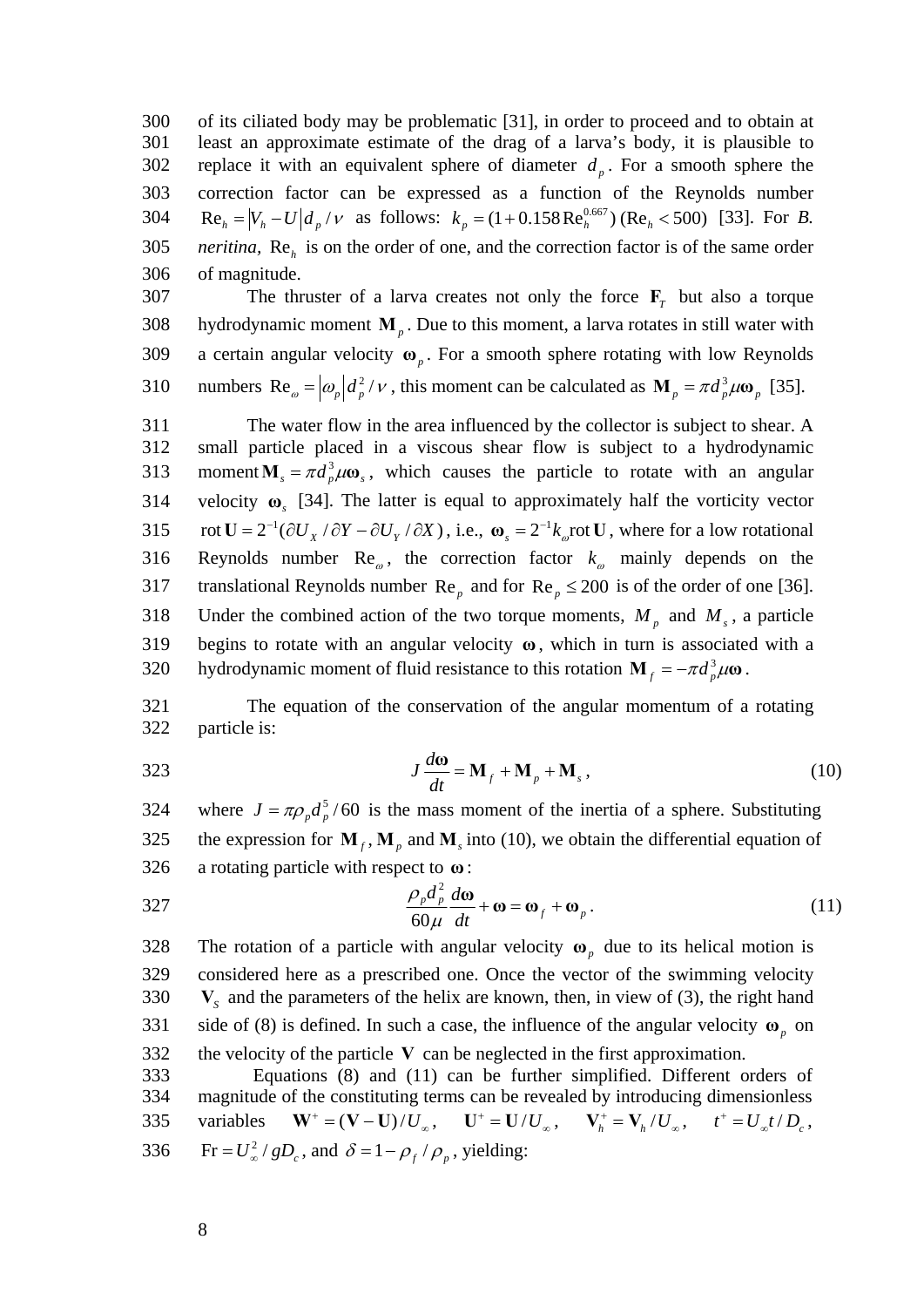of its ciliated body may be problematic [31], in order to proceed and to obtain at least an approximate estimate of the drag of a larva's body, it is plausible to replace it with an equivalent sphere of diameter $d_p$. For a smooth sphere the correction factor can be expressed as a function of the Reynolds number $\mathrm{Re}_h = |V_h - U| d_p / \nu$ as follows: $k_p = (1 + 0.158\,\mathrm{Re}_h^{0.667})$ $(\mathrm{Re}_h < 500)$ [33]. For *B. neritina*, $\mathrm{Re}_h$ is on the order of one, and the correction factor is of the same order of magnitude.

The thruster of a larva creates not only the force $\mathbf{F}_T$ but also a torque hydrodynamic moment $\mathbf{M}_p$. Due to this moment, a larva rotates in still water with a certain angular velocity $\boldsymbol{\omega}_p$. For a smooth sphere rotating with low Reynolds numbers $\mathrm{Re}_\omega = |\omega_p| d_p^2 / \nu$, this moment can be calculated as $\mathbf{M}_p = \pi d_p^3 \mu \boldsymbol{\omega}_p$ [35].

The water flow in the area influenced by the collector is subject to shear. A small particle placed in a viscous shear flow is subject to a hydrodynamic moment $\mathbf{M}_s = \pi d_p^3 \mu \boldsymbol{\omega}_s$, which causes the particle to rotate with an angular velocity $\boldsymbol{\omega}_s$ [34]. The latter is equal to approximately half the vorticity vector $\mathrm{rot}\,\mathbf{U} = 2^{-1}(\partial U_X / \partial Y - \partial U_Y / \partial X)$, i.e., $\boldsymbol{\omega}_s = 2^{-1} k_\omega \mathrm{rot}\,\mathbf{U}$, where for a low rotational Reynolds number $\mathrm{Re}_\omega$, the correction factor $k_\omega$ mainly depends on the translational Reynolds number $\mathrm{Re}_p$ and for $\mathrm{Re}_p \leq 200$ is of the order of one [36]. Under the combined action of the two torque moments, $M_p$ and $M_s$, a particle begins to rotate with an angular velocity $\boldsymbol{\omega}$, which in turn is associated with a hydrodynamic moment of fluid resistance to this rotation $\mathbf{M}_f = -\pi d_p^3 \mu \boldsymbol{\omega}$.

The equation of the conservation of the angular momentum of a rotating particle is:

$$J \frac{d\boldsymbol{\omega}}{dt} = \mathbf{M}_f + \mathbf{M}_p + \mathbf{M}_s, \tag{10}$$

where $J = \pi \rho_p d_p^5 / 60$ is the mass moment of the inertia of a sphere. Substituting the expression for $\mathbf{M}_f$, $\mathbf{M}_p$ and $\mathbf{M}_s$ into (10), we obtain the differential equation of a rotating particle with respect to $\boldsymbol{\omega}$:

$$\frac{\rho_p d_p^2}{60\mu} \frac{d\boldsymbol{\omega}}{dt} + \boldsymbol{\omega} = \boldsymbol{\omega}_f + \boldsymbol{\omega}_p. \tag{11}$$

The rotation of a particle with angular velocity $\boldsymbol{\omega}_p$ due to its helical motion is considered here as a prescribed one. Once the vector of the swimming velocity $\mathbf{V}_S$ and the parameters of the helix are known, then, in view of (3), the right hand side of (8) is defined. In such a case, the influence of the angular velocity $\boldsymbol{\omega}_p$ on the velocity of the particle $\mathbf{V}$ can be neglected in the first approximation.

Equations (8) and (11) can be further simplified. Different orders of magnitude of the constituting terms can be revealed by introducing dimensionless variables $\mathbf{W}^+ = (\mathbf{V} - \mathbf{U}) / U_\infty$, $\mathbf{U}^+ = \mathbf{U} / U_\infty$, $\mathbf{V}_h^+ = \mathbf{V}_h / U_\infty$, $t^+ = U_\infty t / D_c$, $\mathrm{Fr} = U_\infty^2 / g D_c$, and $\delta = 1 - \rho_f / \rho_p$, yielding: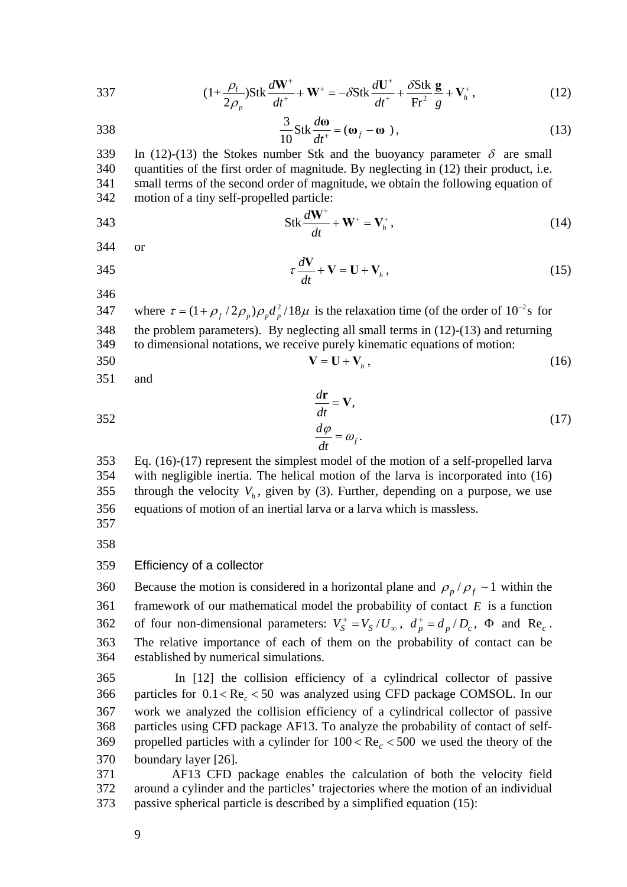$$(1+\frac{\rho_f}{2\rho_p})\text{Stk}\frac{d\mathbf{W}^+}{dt^+}+\mathbf{W}^+=-\delta\text{Stk}\frac{d\mathbf{U}^+}{dt^+}+\frac{\delta\text{Stk}}{\text{Fr}^2}\frac{\mathbf{g}}{g}+\mathbf{V}_h^+, \tag{12}$$

$$\frac{3}{10}\text{Stk}\frac{d\boldsymbol{\omega}}{dt^+}=(\boldsymbol{\omega}_f-\boldsymbol{\omega}\ ), \tag{13}$$

In (12)-(13) the Stokes number Stk and the buoyancy parameter $\delta$ are small quantities of the first order of magnitude. By neglecting in (12) their product, i.e. small terms of the second order of magnitude, we obtain the following equation of motion of a tiny self-propelled particle:

$$\text{Stk}\frac{d\mathbf{W}^+}{dt}+\mathbf{W}^+=\mathbf{V}_h^+, \tag{14}$$

or

$$\tau\frac{d\mathbf{V}}{dt}+\mathbf{V}=\mathbf{U}+\mathbf{V}_h, \tag{15}$$

where $\tau=(1+\rho_f/2\rho_p)\rho_p d_p^2/18\mu$ is the relaxation time (of the order of $10^{-2}$s for the problem parameters). By neglecting all small terms in (12)-(13) and returning to dimensional notations, we receive purely kinematic equations of motion:

$$\mathbf{V}=\mathbf{U}+\mathbf{V}_h, \tag{16}$$

and

$$\begin{aligned}\frac{d\mathbf{r}}{dt}&=\mathbf{V},\\ \frac{d\varphi}{dt}&=\omega_f.\end{aligned} \tag{17}$$

Eq. (16)-(17) represent the simplest model of the motion of a self-propelled larva with negligible inertia. The helical motion of the larva is incorporated into (16) through the velocity $V_h$, given by (3). Further, depending on a purpose, we use equations of motion of an inertial larva or a larva which is massless.

## Efficiency of a collector

Because the motion is considered in a horizontal plane and $\rho_p/\rho_f\sim 1$ within the framework of our mathematical model the probability of contact $E$ is a function of four non-dimensional parameters: $V_S^+=V_S/U_\infty$, $d_p^+=d_p/D_c$, $\Phi$ and $\text{Re}_c$. The relative importance of each of them on the probability of contact can be established by numerical simulations.

In [12] the collision efficiency of a cylindrical collector of passive particles for $0.1<\text{Re}_c<50$ was analyzed using CFD package COMSOL. In our work we analyzed the collision efficiency of a cylindrical collector of passive particles using CFD package AF13. To analyze the probability of contact of self-propelled particles with a cylinder for $100<\text{Re}_c<500$ we used the theory of the boundary layer [26].

AF13 CFD package enables the calculation of both the velocity field around a cylinder and the particles' trajectories where the motion of an individual passive spherical particle is described by a simplified equation (15):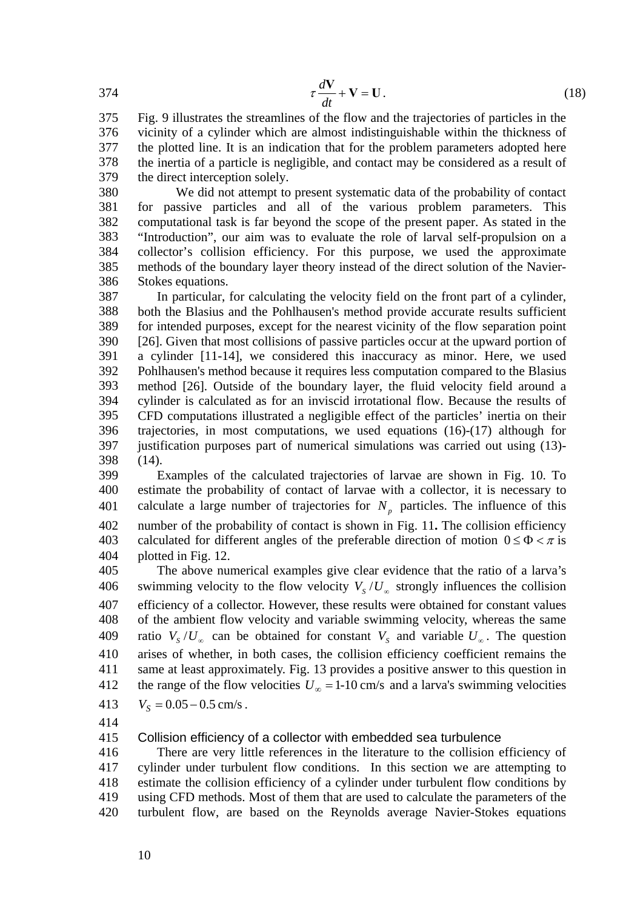$$\tau \frac{d\mathbf{V}}{dt} + \mathbf{V} = \mathbf{U}. \tag{18}$$

Fig. 9 illustrates the streamlines of the flow and the trajectories of particles in the vicinity of a cylinder which are almost indistinguishable within the thickness of the plotted line. It is an indication that for the problem parameters adopted here the inertia of a particle is negligible, and contact may be considered as a result of the direct interception solely.

We did not attempt to present systematic data of the probability of contact for passive particles and all of the various problem parameters. This computational task is far beyond the scope of the present paper. As stated in the "Introduction", our aim was to evaluate the role of larval self-propulsion on a collector's collision efficiency. For this purpose, we used the approximate methods of the boundary layer theory instead of the direct solution of the Navier-Stokes equations.

In particular, for calculating the velocity field on the front part of a cylinder, both the Blasius and the Pohlhausen's method provide accurate results sufficient for intended purposes, except for the nearest vicinity of the flow separation point [26]. Given that most collisions of passive particles occur at the upward portion of a cylinder [11-14], we considered this inaccuracy as minor. Here, we used Pohlhausen's method because it requires less computation compared to the Blasius method [26]. Outside of the boundary layer, the fluid velocity field around a cylinder is calculated as for an inviscid irrotational flow. Because the results of CFD computations illustrated a negligible effect of the particles' inertia on their trajectories, in most computations, we used equations (16)-(17) although for justification purposes part of numerical simulations was carried out using (13)-(14).

Examples of the calculated trajectories of larvae are shown in Fig. 10. To estimate the probability of contact of larvae with a collector, it is necessary to calculate a large number of trajectories for $N_p$ particles. The influence of this number of the probability of contact is shown in Fig. 11**.** The collision efficiency calculated for different angles of the preferable direction of motion $0 \le \Phi < \pi$ is plotted in Fig. 12.

The above numerical examples give clear evidence that the ratio of a larva's swimming velocity to the flow velocity $V_S / U_\infty$ strongly influences the collision efficiency of a collector. However, these results were obtained for constant values of the ambient flow velocity and variable swimming velocity, whereas the same ratio $V_S / U_\infty$ can be obtained for constant $V_S$ and variable $U_\infty$. The question arises of whether, in both cases, the collision efficiency coefficient remains the same at least approximately. Fig. 13 provides a positive answer to this question in the range of the flow velocities $U_\infty = 1\text{-}10$ cm/s and a larva's swimming velocities $V_S = 0.05 - 0.5$ cm/s.

## Collision efficiency of a collector with embedded sea turbulence

There are very little references in the literature to the collision efficiency of cylinder under turbulent flow conditions. In this section we are attempting to estimate the collision efficiency of a cylinder under turbulent flow conditions by using CFD methods. Most of them that are used to calculate the parameters of the turbulent flow, are based on the Reynolds average Navier-Stokes equations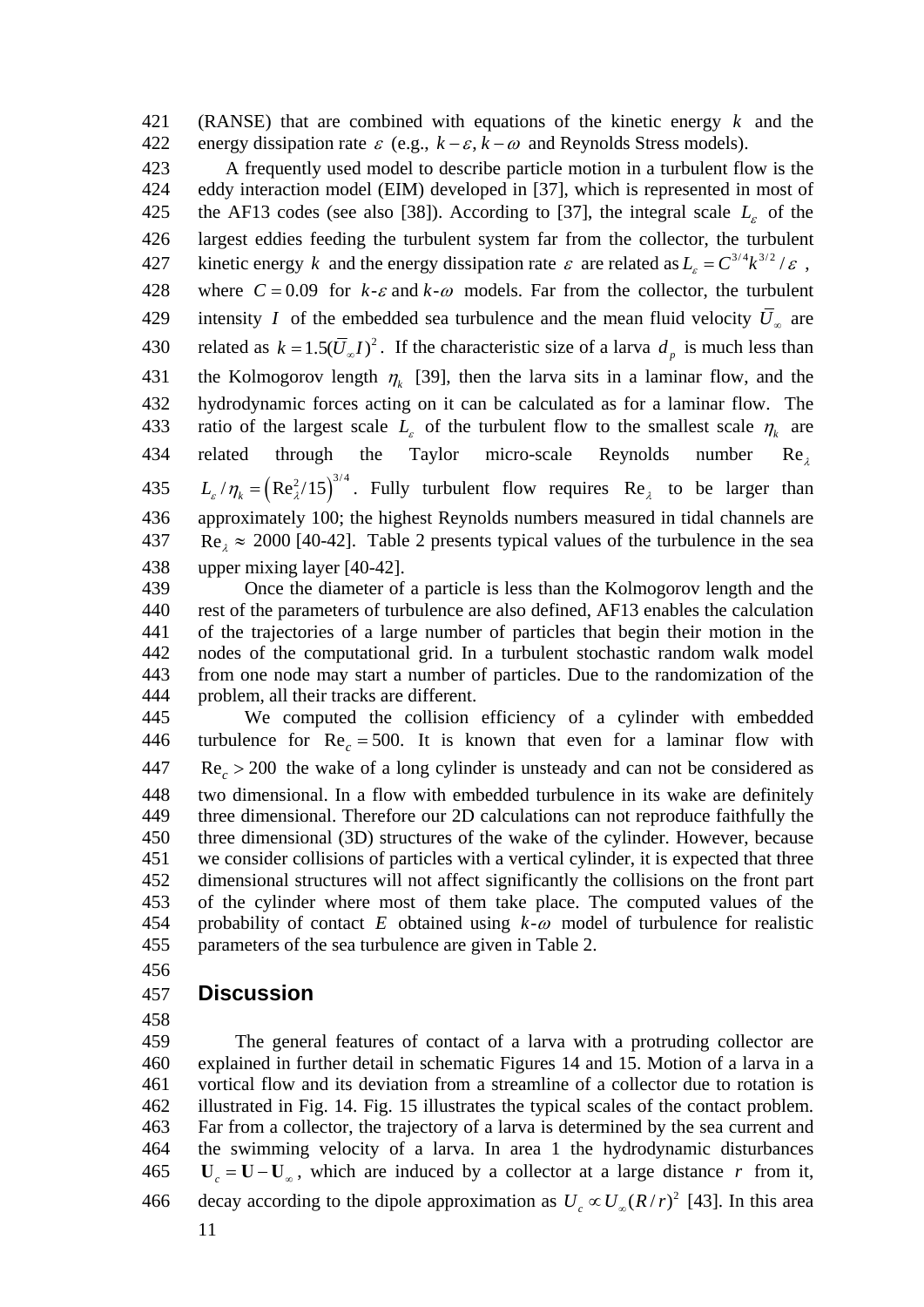(RANSE) that are combined with equations of the kinetic energy $k$ and the energy dissipation rate $\varepsilon$ (e.g., $k-\varepsilon$, $k-\omega$ and Reynolds Stress models).

A frequently used model to describe particle motion in a turbulent flow is the eddy interaction model (EIM) developed in [37], which is represented in most of the AF13 codes (see also [38]). According to [37], the integral scale $L_{\varepsilon}$ of the largest eddies feeding the turbulent system far from the collector, the turbulent kinetic energy $k$ and the energy dissipation rate $\varepsilon$ are related as $L_{\varepsilon} = C^{3/4} k^{3/2} / \varepsilon$, where $C = 0.09$ for $k$-$\varepsilon$ and $k$-$\omega$ models. Far from the collector, the turbulent intensity $I$ of the embedded sea turbulence and the mean fluid velocity $\bar{U}_{\infty}$ are related as $k = 1.5(\bar{U}_{\infty} I)^2$. If the characteristic size of a larva $d_p$ is much less than the Kolmogorov length $\eta_k$ [39], then the larva sits in a laminar flow, and the hydrodynamic forces acting on it can be calculated as for a laminar flow. The ratio of the largest scale $L_{\varepsilon}$ of the turbulent flow to the smallest scale $\eta_k$ are related through the Taylor micro-scale Reynolds number $\mathrm{Re}_{\lambda}$ $L_{\varepsilon}/\eta_k = \left(\mathrm{Re}_{\lambda}^2/15\right)^{3/4}$. Fully turbulent flow requires $\mathrm{Re}_{\lambda}$ to be larger than approximately 100; the highest Reynolds numbers measured in tidal channels are $\mathrm{Re}_{\lambda} \approx 2000$ [40-42]. Table 2 presents typical values of the turbulence in the sea upper mixing layer [40-42].

Once the diameter of a particle is less than the Kolmogorov length and the rest of the parameters of turbulence are also defined, AF13 enables the calculation of the trajectories of a large number of particles that begin their motion in the nodes of the computational grid. In a turbulent stochastic random walk model from one node may start a number of particles. Due to the randomization of the problem, all their tracks are different.

We computed the collision efficiency of a cylinder with embedded turbulence for $\mathrm{Re}_c = 500$. It is known that even for a laminar flow with $\mathrm{Re}_c > 200$ the wake of a long cylinder is unsteady and can not be considered as two dimensional. In a flow with embedded turbulence in its wake are definitely three dimensional. Therefore our 2D calculations can not reproduce faithfully the three dimensional (3D) structures of the wake of the cylinder. However, because we consider collisions of particles with a vertical cylinder, it is expected that three dimensional structures will not affect significantly the collisions on the front part of the cylinder where most of them take place. The computed values of the probability of contact $E$ obtained using $k$-$\omega$ model of turbulence for realistic parameters of the sea turbulence are given in Table 2.

## Discussion

The general features of contact of a larva with a protruding collector are explained in further detail in schematic Figures 14 and 15. Motion of a larva in a vortical flow and its deviation from a streamline of a collector due to rotation is illustrated in Fig. 14. Fig. 15 illustrates the typical scales of the contact problem. Far from a collector, the trajectory of a larva is determined by the sea current and the swimming velocity of a larva. In area 1 the hydrodynamic disturbances $\mathbf{U}_c = \mathbf{U} - \mathbf{U}_{\infty}$, which are induced by a collector at a large distance $r$ from it, decay according to the dipole approximation as $U_c \propto U_{\infty}(R/r)^2$ [43]. In this area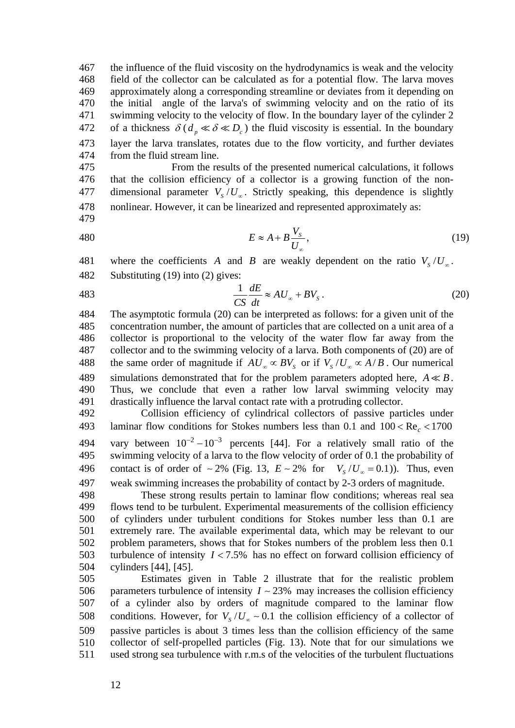the influence of the fluid viscosity on the hydrodynamics is weak and the velocity field of the collector can be calculated as for a potential flow. The larva moves approximately along a corresponding streamline or deviates from it depending on the initial angle of the larva's of swimming velocity and on the ratio of its swimming velocity to the velocity of flow. In the boundary layer of the cylinder 2 of a thickness $\delta\,(d_p \ll \delta \ll D_c)$ the fluid viscosity is essential. In the boundary layer the larva translates, rotates due to the flow vorticity, and further deviates from the fluid stream line.

From the results of the presented numerical calculations, it follows that the collision efficiency of a collector is a growing function of the non-dimensional parameter $V_S / U_\infty$. Strictly speaking, this dependence is slightly nonlinear. However, it can be linearized and represented approximately as:

$$E \approx A + B\frac{V_S}{U_\infty}, \tag{19}$$

where the coefficients $A$ and $B$ are weakly dependent on the ratio $V_S / U_\infty$. Substituting (19) into (2) gives:

$$\frac{1}{CS}\frac{dE}{dt} \approx AU_\infty + BV_S\,. \tag{20}$$

The asymptotic formula (20) can be interpreted as follows: for a given unit of the concentration number, the amount of particles that are collected on a unit area of a collector is proportional to the velocity of the water flow far away from the collector and to the swimming velocity of a larva. Both components of (20) are of the same order of magnitude if $AU_\infty \propto BV_S$ or if $V_S / U_\infty \propto A/B$. Our numerical simulations demonstrated that for the problem parameters adopted here, $A \ll B$. Thus, we conclude that even a rather low larval swimming velocity may drastically influence the larval contact rate with a protruding collector.

Collision efficiency of cylindrical collectors of passive particles under laminar flow conditions for Stokes numbers less than 0.1 and $100 < \mathrm{Re}_c < 1700$ vary between $10^{-2} - 10^{-3}$ percents [44]. For a relatively small ratio of the swimming velocity of a larva to the flow velocity of order of 0.1 the probability of contact is of order of $\sim 2\%$ (Fig. 13, $E \sim 2\%$ for $V_S / U_\infty = 0.1$)). Thus, even weak swimming increases the probability of contact by 2-3 orders of magnitude.

These strong results pertain to laminar flow conditions; whereas real sea flows tend to be turbulent. Experimental measurements of the collision efficiency of cylinders under turbulent conditions for Stokes number less than 0.1 are extremely rare. The available experimental data, which may be relevant to our problem parameters, shows that for Stokes numbers of the problem less then 0.1 turbulence of intensity $I < 7.5\%$ has no effect on forward collision efficiency of cylinders [44], [45].

Estimates given in Table 2 illustrate that for the realistic problem parameters turbulence of intensity $I \sim 23\%$ may increases the collision efficiency of a cylinder also by orders of magnitude compared to the laminar flow conditions. However, for $V_S / U_\infty \sim 0.1$ the collision efficiency of a collector of passive particles is about 3 times less than the collision efficiency of the same collector of self-propelled particles (Fig. 13). Note that for our simulations we used strong sea turbulence with r.m.s of the velocities of the turbulent fluctuations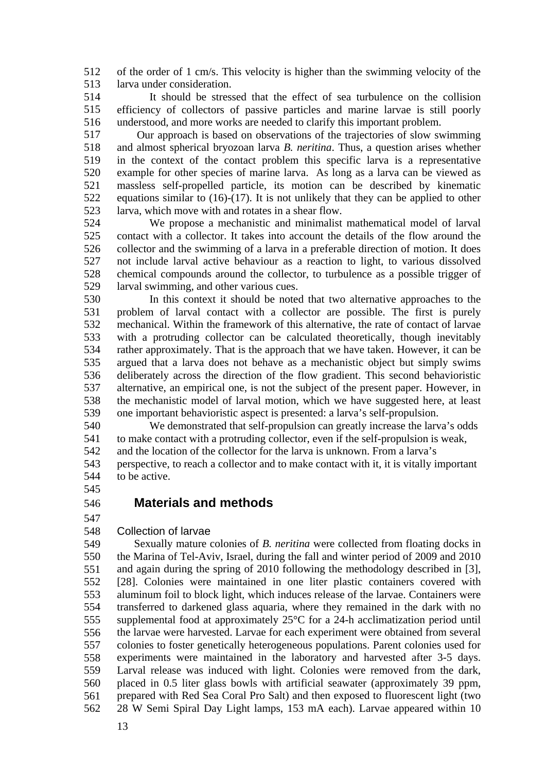of the order of 1 cm/s. This velocity is higher than the swimming velocity of the larva under consideration.

It should be stressed that the effect of sea turbulence on the collision efficiency of collectors of passive particles and marine larvae is still poorly understood, and more works are needed to clarify this important problem.

Our approach is based on observations of the trajectories of slow swimming and almost spherical bryozoan larva *B. neritina*. Thus, a question arises whether in the context of the contact problem this specific larva is a representative example for other species of marine larva. As long as a larva can be viewed as massless self-propelled particle, its motion can be described by kinematic equations similar to (16)-(17). It is not unlikely that they can be applied to other larva, which move with and rotates in a shear flow.

We propose a mechanistic and minimalist mathematical model of larval contact with a collector. It takes into account the details of the flow around the collector and the swimming of a larva in a preferable direction of motion. It does not include larval active behaviour as a reaction to light, to various dissolved chemical compounds around the collector, to turbulence as a possible trigger of larval swimming, and other various cues.

In this context it should be noted that two alternative approaches to the problem of larval contact with a collector are possible. The first is purely mechanical. Within the framework of this alternative, the rate of contact of larvae with a protruding collector can be calculated theoretically, though inevitably rather approximately. That is the approach that we have taken. However, it can be argued that a larva does not behave as a mechanistic object but simply swims deliberately across the direction of the flow gradient. This second behavioristic alternative, an empirical one, is not the subject of the present paper. However, in the mechanistic model of larval motion, which we have suggested here, at least one important behavioristic aspect is presented: a larva's self-propulsion.

We demonstrated that self-propulsion can greatly increase the larva's odds to make contact with a protruding collector, even if the self-propulsion is weak, and the location of the collector for the larva is unknown. From a larva's perspective, to reach a collector and to make contact with it, it is vitally important to be active.

## Materials and methods

### Collection of larvae

Sexually mature colonies of *B. neritina* were collected from floating docks in the Marina of Tel-Aviv, Israel, during the fall and winter period of 2009 and 2010 and again during the spring of 2010 following the methodology described in [3], [28]. Colonies were maintained in one liter plastic containers covered with aluminum foil to block light, which induces release of the larvae. Containers were transferred to darkened glass aquaria, where they remained in the dark with no supplemental food at approximately 25°C for a 24-h acclimatization period until the larvae were harvested. Larvae for each experiment were obtained from several colonies to foster genetically heterogeneous populations. Parent colonies used for experiments were maintained in the laboratory and harvested after 3-5 days. Larval release was induced with light. Colonies were removed from the dark, placed in 0.5 liter glass bowls with artificial seawater (approximately 39 ppm, prepared with Red Sea Coral Pro Salt) and then exposed to fluorescent light (two 28 W Semi Spiral Day Light lamps, 153 mA each). Larvae appeared within 10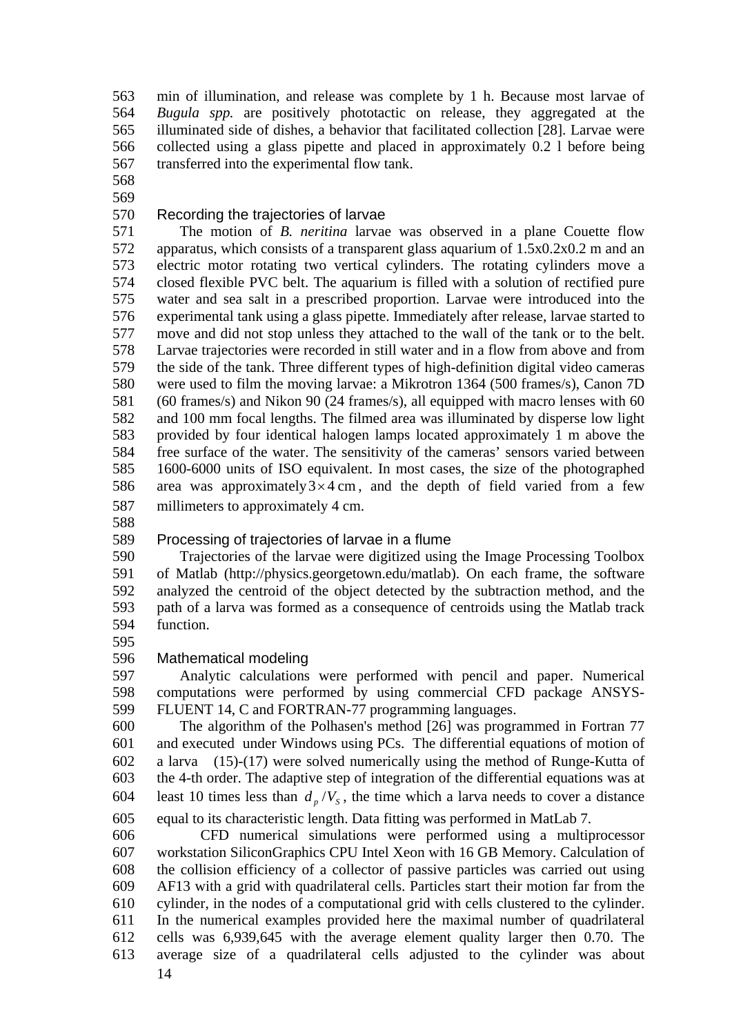min of illumination, and release was complete by 1 h. Because most larvae of *Bugula spp.* are positively phototactic on release, they aggregated at the illuminated side of dishes, a behavior that facilitated collection [28]. Larvae were collected using a glass pipette and placed in approximately 0.2 l before being transferred into the experimental flow tank.

## Recording the trajectories of larvae

The motion of *B. neritina* larvae was observed in a plane Couette flow apparatus, which consists of a transparent glass aquarium of 1.5x0.2x0.2 m and an electric motor rotating two vertical cylinders. The rotating cylinders move a closed flexible PVC belt. The aquarium is filled with a solution of rectified pure water and sea salt in a prescribed proportion. Larvae were introduced into the experimental tank using a glass pipette. Immediately after release, larvae started to move and did not stop unless they attached to the wall of the tank or to the belt. Larvae trajectories were recorded in still water and in a flow from above and from the side of the tank. Three different types of high-definition digital video cameras were used to film the moving larvae: a Mikrotron 1364 (500 frames/s), Canon 7D (60 frames/s) and Nikon 90 (24 frames/s), all equipped with macro lenses with 60 and 100 mm focal lengths. The filmed area was illuminated by disperse low light provided by four identical halogen lamps located approximately 1 m above the free surface of the water. The sensitivity of the cameras' sensors varied between 1600-6000 units of ISO equivalent. In most cases, the size of the photographed area was approximately $3 \times 4\,\text{cm}$, and the depth of field varied from a few millimeters to approximately 4 cm.

## Processing of trajectories of larvae in a flume

Trajectories of the larvae were digitized using the Image Processing Toolbox of Matlab (http://physics.georgetown.edu/matlab). On each frame, the software analyzed the centroid of the object detected by the subtraction method, and the path of a larva was formed as a consequence of centroids using the Matlab track function.

## Mathematical modeling

Analytic calculations were performed with pencil and paper. Numerical computations were performed by using commercial CFD package ANSYS-FLUENT 14, C and FORTRAN-77 programming languages.

The algorithm of the Polhasen's method [26] was programmed in Fortran 77 and executed under Windows using PCs. The differential equations of motion of a larva (15)-(17) were solved numerically using the method of Runge-Kutta of the 4-th order. The adaptive step of integration of the differential equations was at least 10 times less than $d_p / V_S$, the time which a larva needs to cover a distance equal to its characteristic length. Data fitting was performed in MatLab 7.

CFD numerical simulations were performed using a multiprocessor workstation SiliconGraphics CPU Intel Xeon with 16 GB Memory. Calculation of the collision efficiency of a collector of passive particles was carried out using AF13 with a grid with quadrilateral cells. Particles start their motion far from the cylinder, in the nodes of a computational grid with cells clustered to the cylinder. In the numerical examples provided here the maximal number of quadrilateral cells was 6,939,645 with the average element quality larger then 0.70. The average size of a quadrilateral cells adjusted to the cylinder was about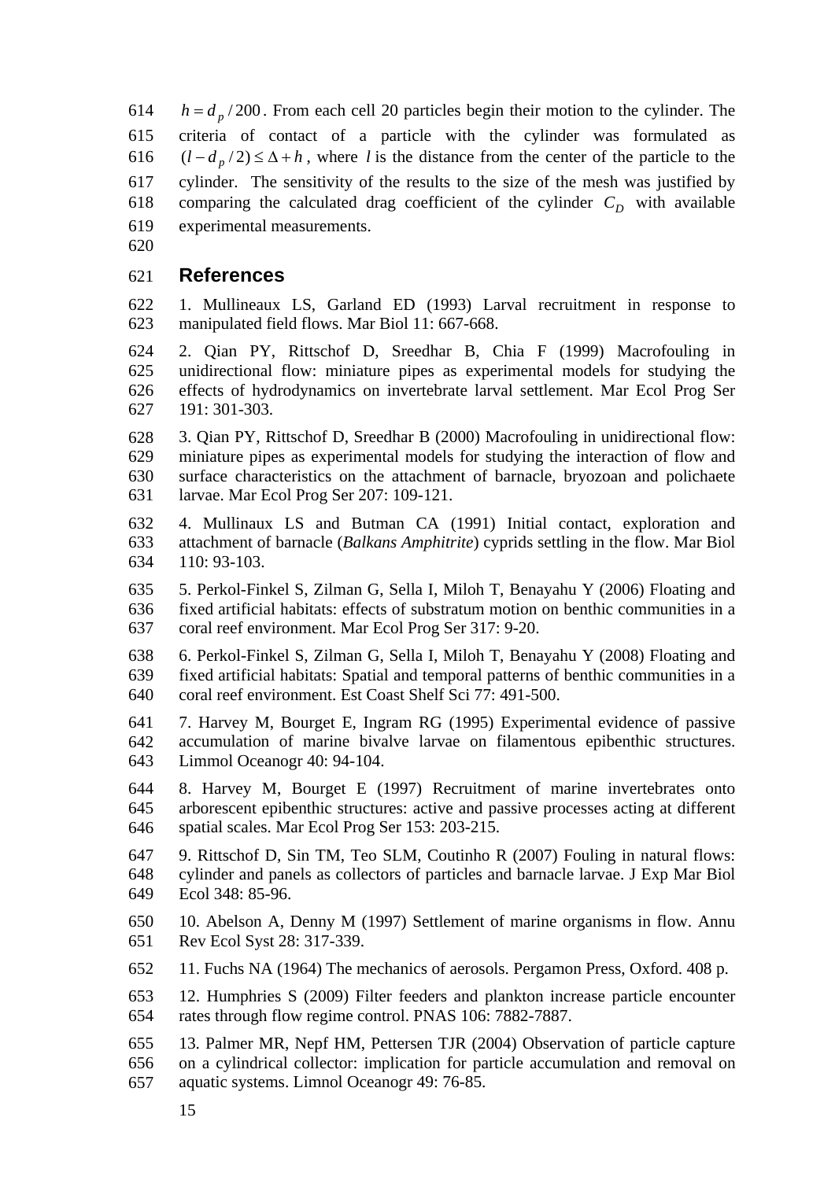$h = d_p / 200$. From each cell 20 particles begin their motion to the cylinder. The criteria of contact of a particle with the cylinder was formulated as $(l - d_p / 2) \leq \Delta + h$, where $l$ is the distance from the center of the particle to the cylinder. The sensitivity of the results to the size of the mesh was justified by comparing the calculated drag coefficient of the cylinder $C_D$ with available experimental measurements.

## References

1. Mullineaux LS, Garland ED (1993) Larval recruitment in response to manipulated field flows. Mar Biol 11: 667-668.

2. Qian PY, Rittschof D, Sreedhar B, Chia F (1999) Macrofouling in unidirectional flow: miniature pipes as experimental models for studying the effects of hydrodynamics on invertebrate larval settlement. Mar Ecol Prog Ser 191: 301-303.

3. Qian PY, Rittschof D, Sreedhar B (2000) Macrofouling in unidirectional flow: miniature pipes as experimental models for studying the interaction of flow and surface characteristics on the attachment of barnacle, bryozoan and polichaete larvae. Mar Ecol Prog Ser 207: 109-121.

4. Mullinaux LS and Butman CA (1991) Initial contact, exploration and attachment of barnacle (*Balkans Amphitrite*) cyprids settling in the flow. Mar Biol 110: 93-103.

5. Perkol-Finkel S, Zilman G, Sella I, Miloh T, Benayahu Y (2006) Floating and fixed artificial habitats: effects of substratum motion on benthic communities in a coral reef environment. Mar Ecol Prog Ser 317: 9-20.

6. Perkol-Finkel S, Zilman G, Sella I, Miloh T, Benayahu Y (2008) Floating and fixed artificial habitats: Spatial and temporal patterns of benthic communities in a coral reef environment. Est Coast Shelf Sci 77: 491-500.

7. Harvey M, Bourget E, Ingram RG (1995) Experimental evidence of passive accumulation of marine bivalve larvae on filamentous epibenthic structures. Limmol Oceanogr 40: 94-104.

8. Harvey M, Bourget E (1997) Recruitment of marine invertebrates onto arborescent epibenthic structures: active and passive processes acting at different spatial scales. Mar Ecol Prog Ser 153: 203-215.

9. Rittschof D, Sin TM, Teo SLM, Coutinho R (2007) Fouling in natural flows: cylinder and panels as collectors of particles and barnacle larvae. J Exp Mar Biol Ecol 348: 85-96.

10. Abelson A, Denny M (1997) Settlement of marine organisms in flow. Annu Rev Ecol Syst 28: 317-339.

11. Fuchs NA (1964) The mechanics of aerosols. Pergamon Press, Oxford. 408 p.

12. Humphries S (2009) Filter feeders and plankton increase particle encounter rates through flow regime control. PNAS 106: 7882-7887.

13. Palmer MR, Nepf HM, Pettersen TJR (2004) Observation of particle capture on a cylindrical collector: implication for particle accumulation and removal on aquatic systems. Limnol Oceanogr 49: 76-85.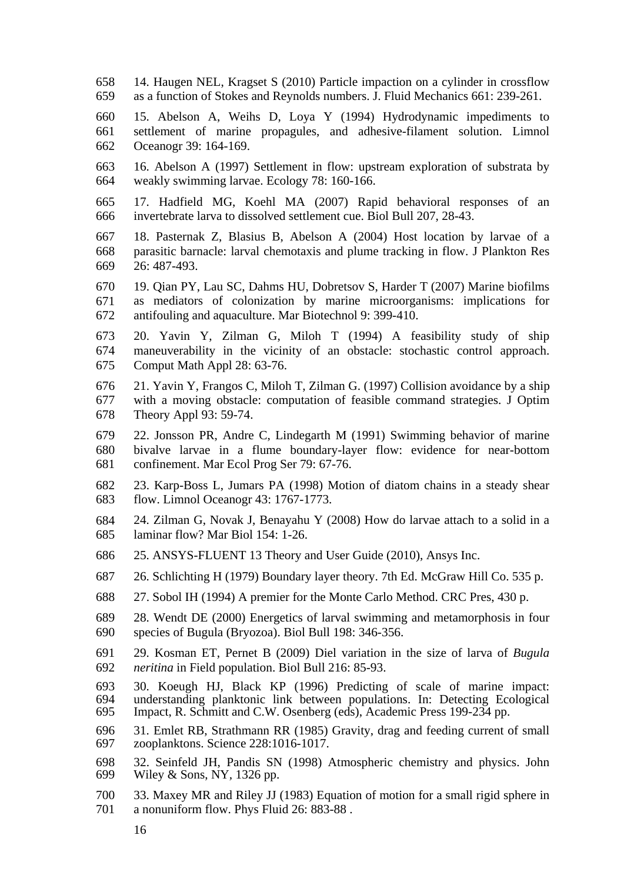14. Haugen NEL, Kragset S (2010) Particle impaction on a cylinder in crossflow as a function of Stokes and Reynolds numbers. J. Fluid Mechanics 661: 239-261.

15. Abelson A, Weihs D, Loya Y (1994) Hydrodynamic impediments to settlement of marine propagules, and adhesive-filament solution. Limnol Oceanogr 39: 164-169.

16. Abelson A (1997) Settlement in flow: upstream exploration of substrata by weakly swimming larvae. Ecology 78: 160-166.

17. Hadfield MG, Koehl MA (2007) Rapid behavioral responses of an invertebrate larva to dissolved settlement cue. Biol Bull 207, 28-43.

18. Pasternak Z, Blasius B, Abelson A (2004) Host location by larvae of a parasitic barnacle: larval chemotaxis and plume tracking in flow. J Plankton Res 26: 487-493.

19. Qian PY, Lau SC, Dahms HU, Dobretsov S, Harder T (2007) Marine biofilms as mediators of colonization by marine microorganisms: implications for antifouling and aquaculture. Mar Biotechnol 9: 399-410.

20. Yavin Y, Zilman G, Miloh T (1994) A feasibility study of ship maneuverability in the vicinity of an obstacle: stochastic control approach. Comput Math Appl 28: 63-76.

21. Yavin Y, Frangos C, Miloh T, Zilman G. (1997) Collision avoidance by a ship with a moving obstacle: computation of feasible command strategies. J Optim Theory Appl 93: 59-74.

22. Jonsson PR, Andre C, Lindegarth M (1991) Swimming behavior of marine bivalve larvae in a flume boundary-layer flow: evidence for near-bottom confinement. Mar Ecol Prog Ser 79: 67-76.

23. Karp-Boss L, Jumars PA (1998) Motion of diatom chains in a steady shear flow. Limnol Oceanogr 43: 1767-1773.

24. Zilman G, Novak J, Benayahu Y (2008) How do larvae attach to a solid in a laminar flow? Mar Biol 154: 1-26.

25. ANSYS-FLUENT 13 Theory and User Guide (2010), Ansys Inc.

26. Schlichting H (1979) Boundary layer theory. 7th Ed. McGraw Hill Co. 535 p.

27. Sobol IH (1994) A premier for the Monte Carlo Method. CRC Pres, 430 p.

28. Wendt DE (2000) Energetics of larval swimming and metamorphosis in four species of Bugula (Bryozoa). Biol Bull 198: 346-356.

29. Kosman ET, Pernet B (2009) Diel variation in the size of larva of *Bugula neritina* in Field population. Biol Bull 216: 85-93.

30. Koeugh HJ, Black KP (1996) Predicting of scale of marine impact: understanding planktonic link between populations. In: Detecting Ecological Impact, R. Schmitt and C.W. Osenberg (eds), Academic Press 199-234 pp.

31. Emlet RB, Strathmann RR (1985) Gravity, drag and feeding current of small zooplanktons. Science 228:1016-1017.

32. Seinfeld JH, Pandis SN (1998) Atmospheric chemistry and physics. John Wiley & Sons, NY, 1326 pp.

33. Maxey MR and Riley JJ (1983) Equation of motion for a small rigid sphere in a nonuniform flow. Phys Fluid 26: 883-88 .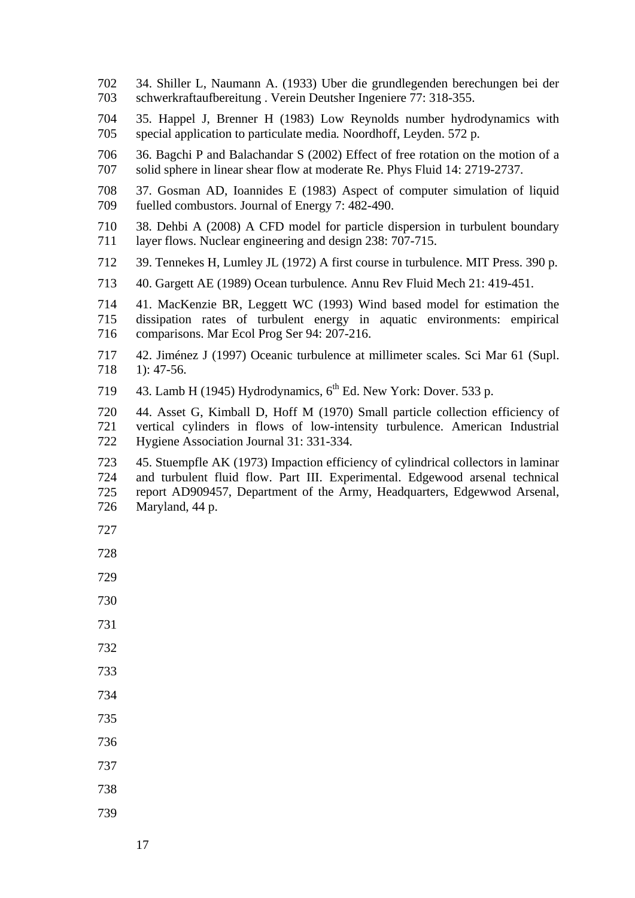34. Shiller L, Naumann A. (1933) Uber die grundlegenden berechungen bei der schwerkraftaufbereitung . Verein Deutsher Ingeniere 77: 318-355.

35. Happel J, Brenner H (1983) Low Reynolds number hydrodynamics with special application to particulate media. Noordhoff, Leyden. 572 p.

36. Bagchi P and Balachandar S (2002) Effect of free rotation on the motion of a solid sphere in linear shear flow at moderate Re. Phys Fluid 14: 2719-2737.

37. Gosman AD, Ioannides E (1983) Aspect of computer simulation of liquid fuelled combustors. Journal of Energy 7: 482-490.

38. Dehbi A (2008) A CFD model for particle dispersion in turbulent boundary layer flows. Nuclear engineering and design 238: 707-715.

39. Tennekes H, Lumley JL (1972) A first course in turbulence. MIT Press. 390 p.

40. Gargett AE (1989) Ocean turbulence. Annu Rev Fluid Mech 21: 419-451.

41. MacKenzie BR, Leggett WC (1993) Wind based model for estimation the dissipation rates of turbulent energy in aquatic environments: empirical comparisons. Mar Ecol Prog Ser 94: 207-216.

42. Jiménez J (1997) Oceanic turbulence at millimeter scales. Sci Mar 61 (Supl. 1): 47-56.

43. Lamb H (1945) Hydrodynamics, 6$^{th}$ Ed. New York: Dover. 533 p.

44. Asset G, Kimball D, Hoff M (1970) Small particle collection efficiency of vertical cylinders in flows of low-intensity turbulence. American Industrial Hygiene Association Journal 31: 331-334.

45. Stuempfle AK (1973) Impaction efficiency of cylindrical collectors in laminar and turbulent fluid flow. Part III. Experimental. Edgewood arsenal technical report AD909457, Department of the Army, Headquarters, Edgewwod Arsenal, Maryland, 44 p.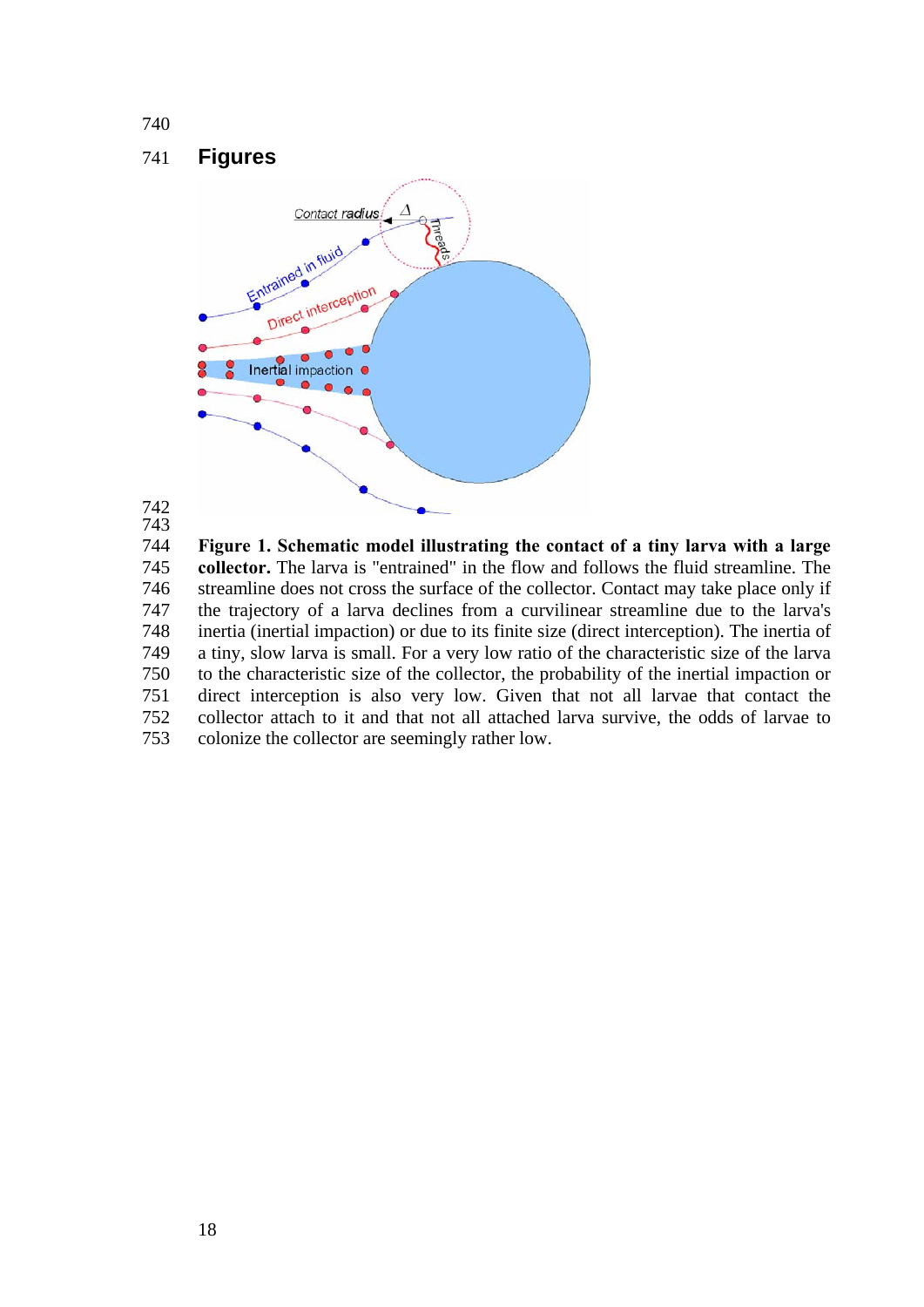## Figures

**Figure 1. Schematic model illustrating the contact of a tiny larva with a large collector.** The larva is "entrained" in the flow and follows the fluid streamline. The streamline does not cross the surface of the collector. Contact may take place only if the trajectory of a larva declines from a curvilinear streamline due to the larva's inertia (inertial impaction) or due to its finite size (direct interception). The inertia of a tiny, slow larva is small. For a very low ratio of the characteristic size of the larva to the characteristic size of the collector, the probability of the inertial impaction or direct interception is also very low. Given that not all larvae that contact the collector attach to it and that not all attached larva survive, the odds of larvae to colonize the collector are seemingly rather low.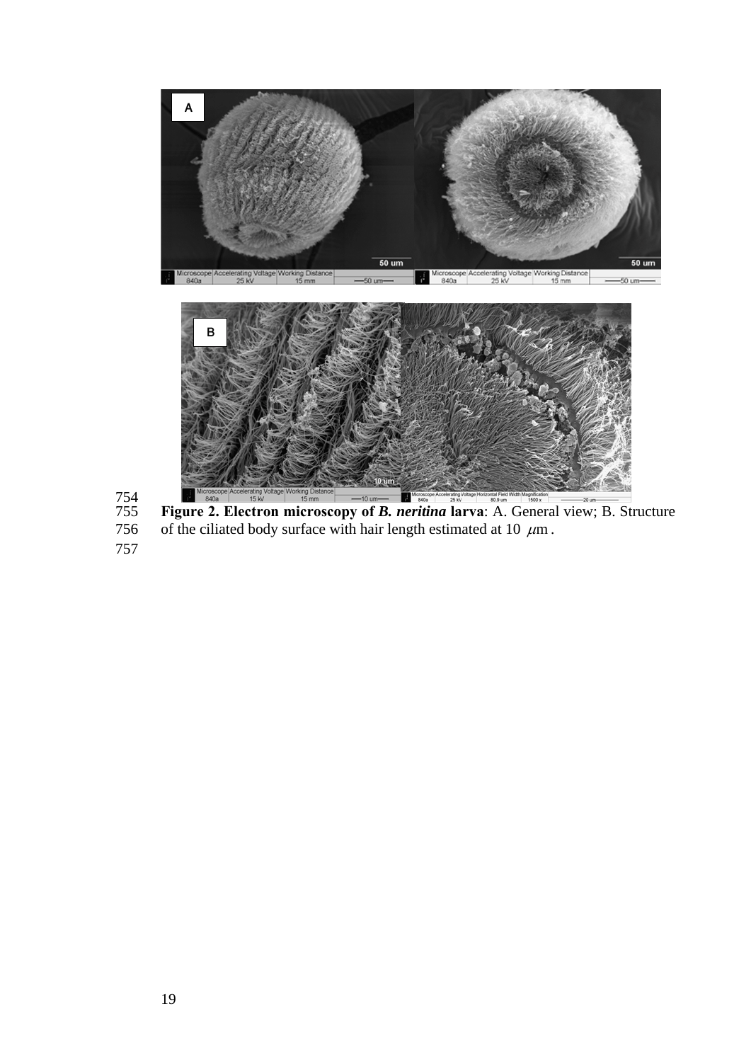**Figure 2. Electron microscopy of *B. neritina* larva**: A. General view; B. Structure of the ciliated body surface with hair length estimated at 10 $\mu$m .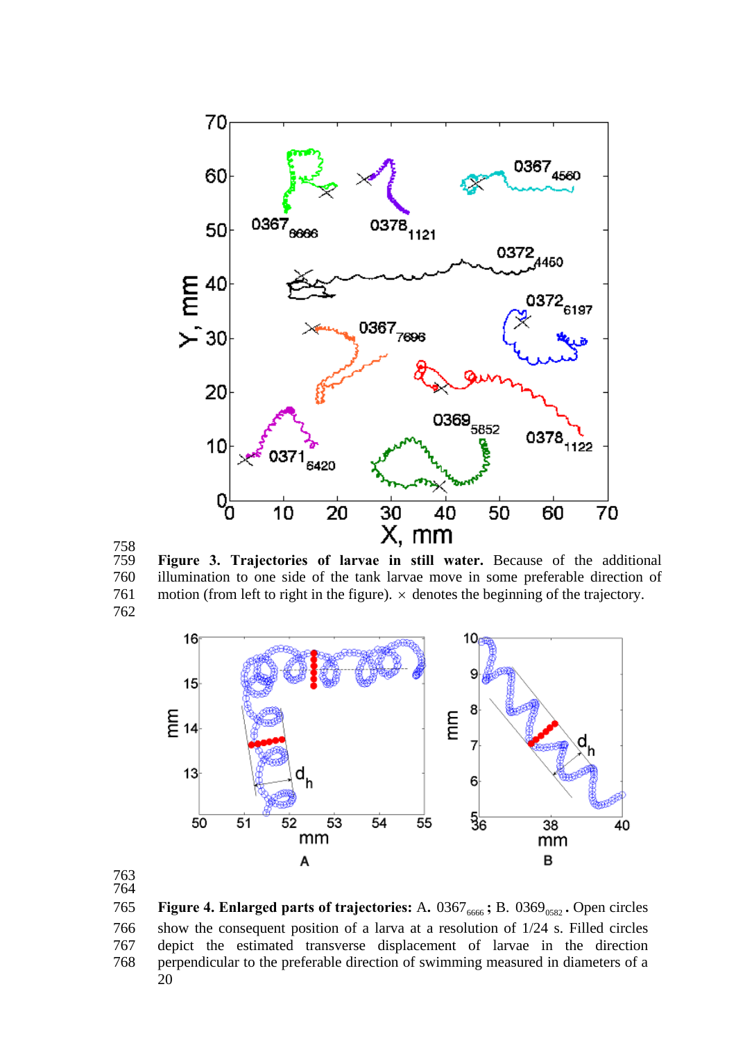**Figure 3. Trajectories of larvae in still water.** Because of the additional illumination to one side of the tank larvae move in some preferable direction of motion (from left to right in the figure). × denotes the beginning of the trajectory.

**Figure 4. Enlarged parts of trajectories:** A. $0367_{6666}$; B. $0369_{0582}$. Open circles show the consequent position of a larva at a resolution of 1/24 s. Filled circles depict the estimated transverse displacement of larvae in the direction perpendicular to the preferable direction of swimming measured in diameters of a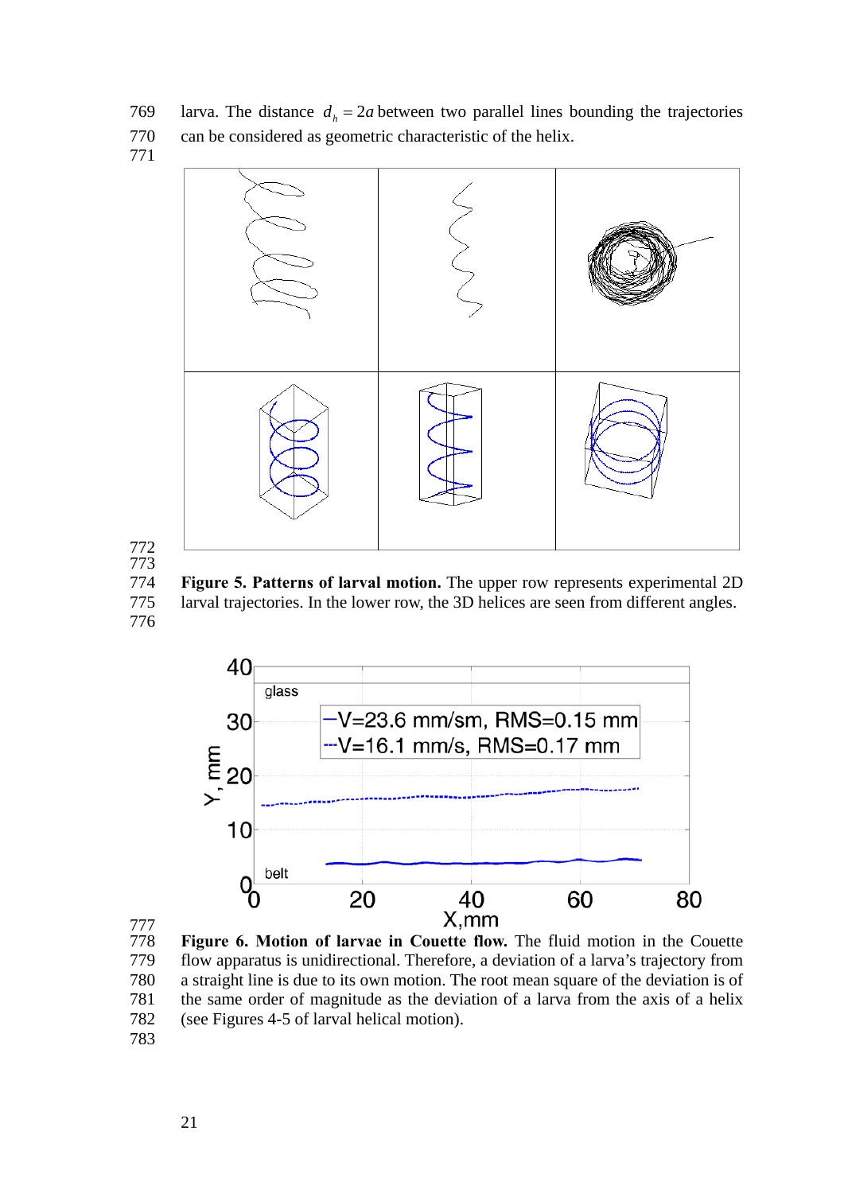larva. The distance $d_h = 2a$ between two parallel lines bounding the trajectories can be considered as geometric characteristic of the helix.

**Figure 5. Patterns of larval motion.** The upper row represents experimental 2D larval trajectories. In the lower row, the 3D helices are seen from different angles.

**Figure 6. Motion of larvae in Couette flow.** The fluid motion in the Couette flow apparatus is unidirectional. Therefore, a deviation of a larva's trajectory from a straight line is due to its own motion. The root mean square of the deviation is of the same order of magnitude as the deviation of a larva from the axis of a helix (see Figures 4-5 of larval helical motion).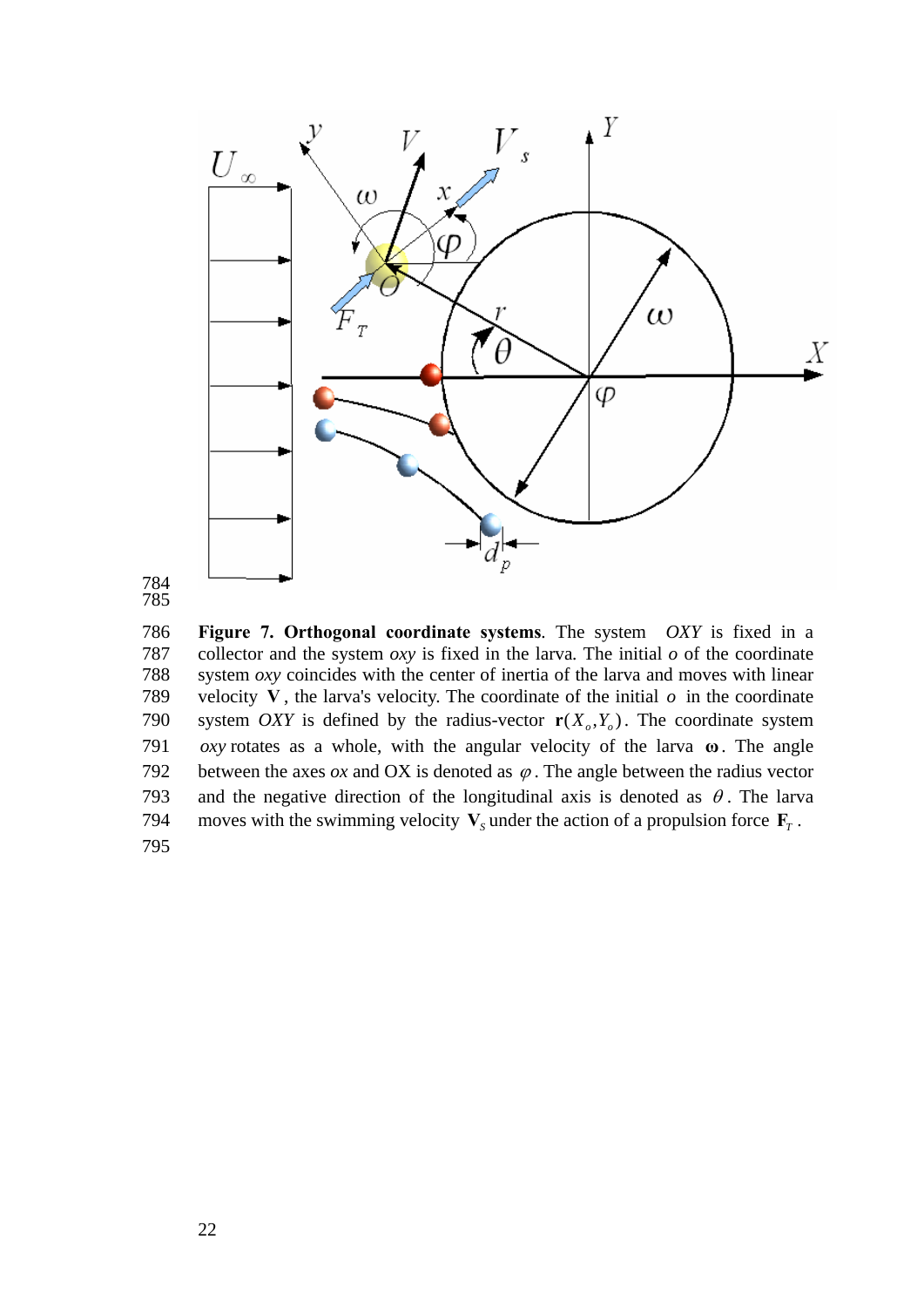**Figure 7. Orthogonal coordinate systems**. The system $OXY$ is fixed in a collector and the system $oxy$ is fixed in the larva. The initial $o$ of the coordinate system $oxy$ coincides with the center of inertia of the larva and moves with linear velocity $\mathbf{V}$, the larva's velocity. The coordinate of the initial $o$ in the coordinate system $OXY$ is defined by the radius-vector $\mathbf{r}(X_o, Y_o)$. The coordinate system $oxy$ rotates as a whole, with the angular velocity of the larva $\boldsymbol{\omega}$. The angle between the axes $ox$ and OX is denoted as $\varphi$. The angle between the radius vector and the negative direction of the longitudinal axis is denoted as $\theta$. The larva moves with the swimming velocity $\mathbf{V}_s$ under the action of a propulsion force $\mathbf{F}_T$.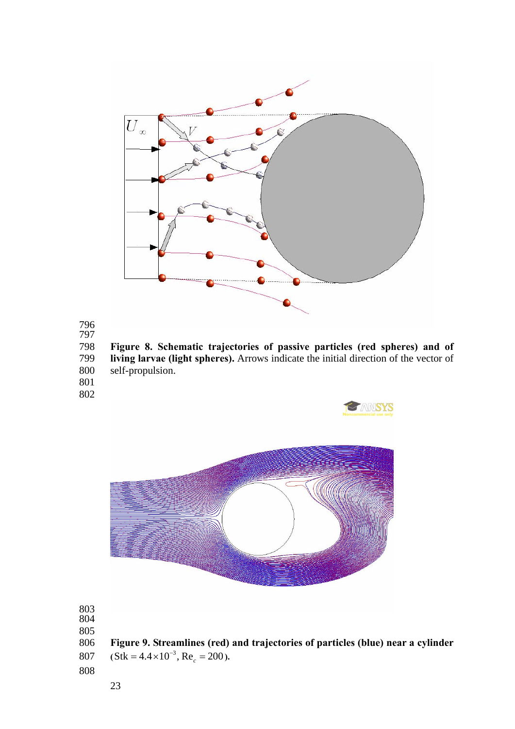**Figure 8. Schematic trajectories of passive particles (red spheres) and of living larvae (light spheres).** Arrows indicate the initial direction of the vector of self-propulsion.

**Figure 9. Streamlines (red) and trajectories of particles (blue) near a cylinder** ($\mathrm{Stk} = 4.4 \times 10^{-3}$, $\mathrm{Re}_c = 200$).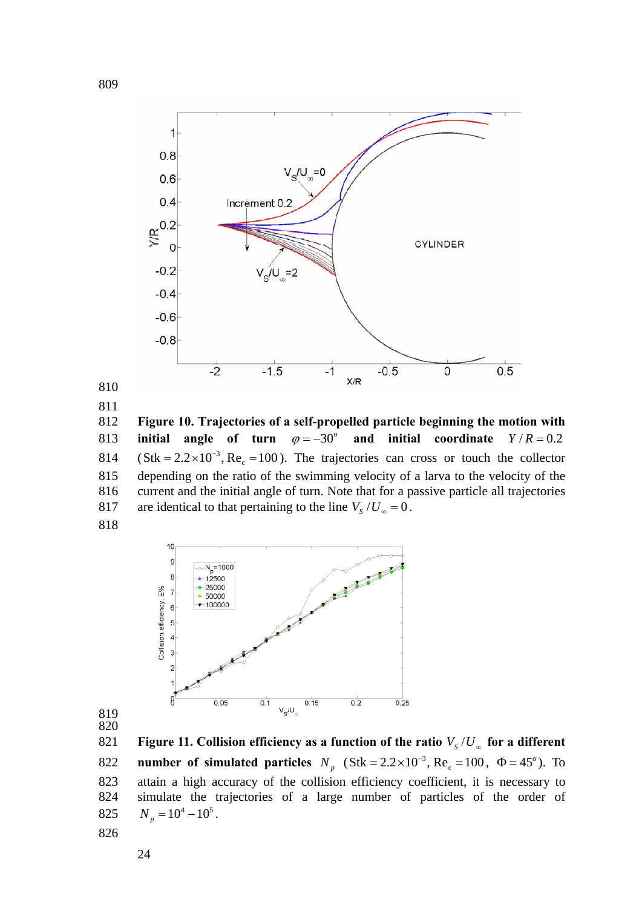**Figure 10. Trajectories of a self-propelled particle beginning the motion with initial angle of turn $\varphi = -30^{\circ}$ and initial coordinate $Y/R = 0.2$** ($\mathrm{Stk} = 2.2\times10^{-3}$, $\mathrm{Re}_c = 100$). The trajectories can cross or touch the collector depending on the ratio of the swimming velocity of a larva to the velocity of the current and the initial angle of turn. Note that for a passive particle all trajectories are identical to that pertaining to the line $V_S/U_\infty = 0$.

**Figure 11. Collision efficiency as a function of the ratio $V_S/U_\infty$ for a different number of simulated particles $N_p$** ($\mathrm{Stk} = 2.2\times10^{-3}$, $\mathrm{Re}_c = 100$, $\Phi = 45^{\circ}$). To attain a high accuracy of the collision efficiency coefficient, it is necessary to simulate the trajectories of a large number of particles of the order of $N_p = 10^4 - 10^5$.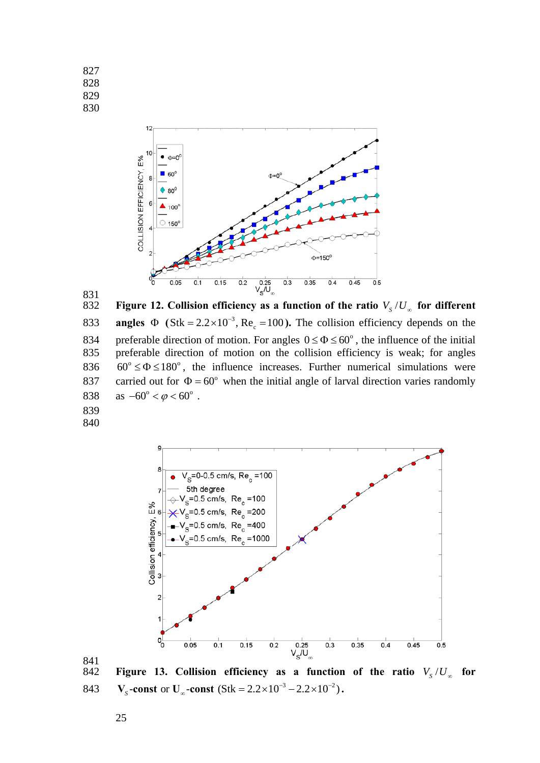**Figure 12. Collision efficiency as a function of the ratio $V_s/U_\infty$ for different angles $\Phi$ ($\mathrm{Stk} = 2.2\times10^{-3}$, $\mathrm{Re}_c = 100$).** The collision efficiency depends on the preferable direction of motion. For angles $0 \le \Phi \le 60^o$, the influence of the initial preferable direction of motion on the collision efficiency is weak; for angles $60^o \le \Phi \le 180^o$, the influence increases. Further numerical simulations were carried out for $\Phi = 60^o$ when the initial angle of larval direction varies randomly as $-60^o < \varphi < 60^o$.

**Figure 13. Collision efficiency as a function of the ratio $V_s/U_\infty$ for $V_s$-const or $U_\infty$-const** ($\mathrm{Stk} = 2.2\times10^{-3} - 2.2\times10^{-2}$).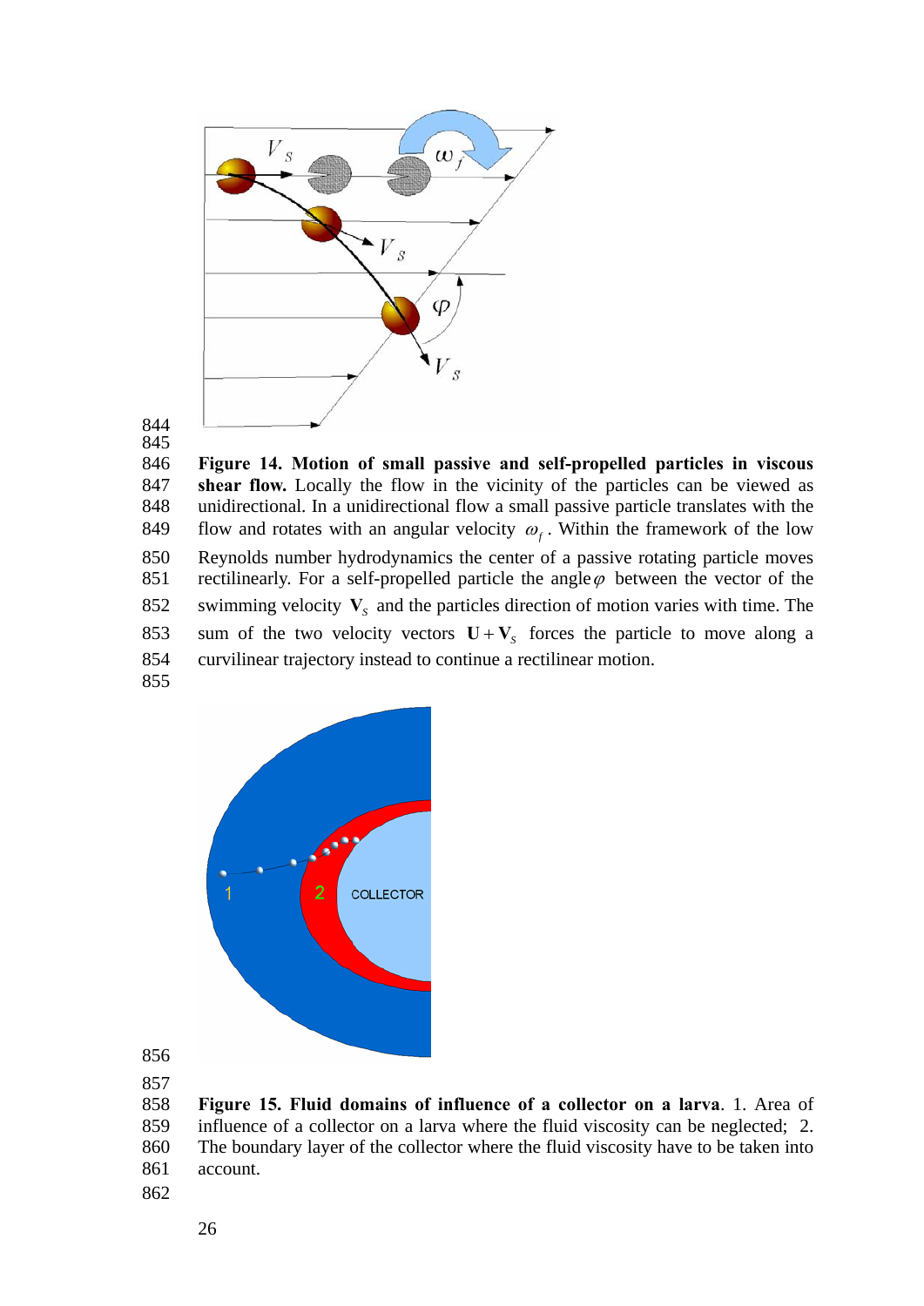**Figure 14. Motion of small passive and self-propelled particles in viscous shear flow.** Locally the flow in the vicinity of the particles can be viewed as unidirectional. In a unidirectional flow a small passive particle translates with the flow and rotates with an angular velocity $\omega_f$. Within the framework of the low Reynolds number hydrodynamics the center of a passive rotating particle moves rectilinearly. For a self-propelled particle the angle $\varphi$ between the vector of the swimming velocity $\mathbf{V}_s$ and the particles direction of motion varies with time. The sum of the two velocity vectors $\mathbf{U}+\mathbf{V}_s$ forces the particle to move along a curvilinear trajectory instead to continue a rectilinear motion.

**Figure 15. Fluid domains of influence of a collector on a larva**. 1. Area of influence of a collector on a larva where the fluid viscosity can be neglected; 2. The boundary layer of the collector where the fluid viscosity have to be taken into account.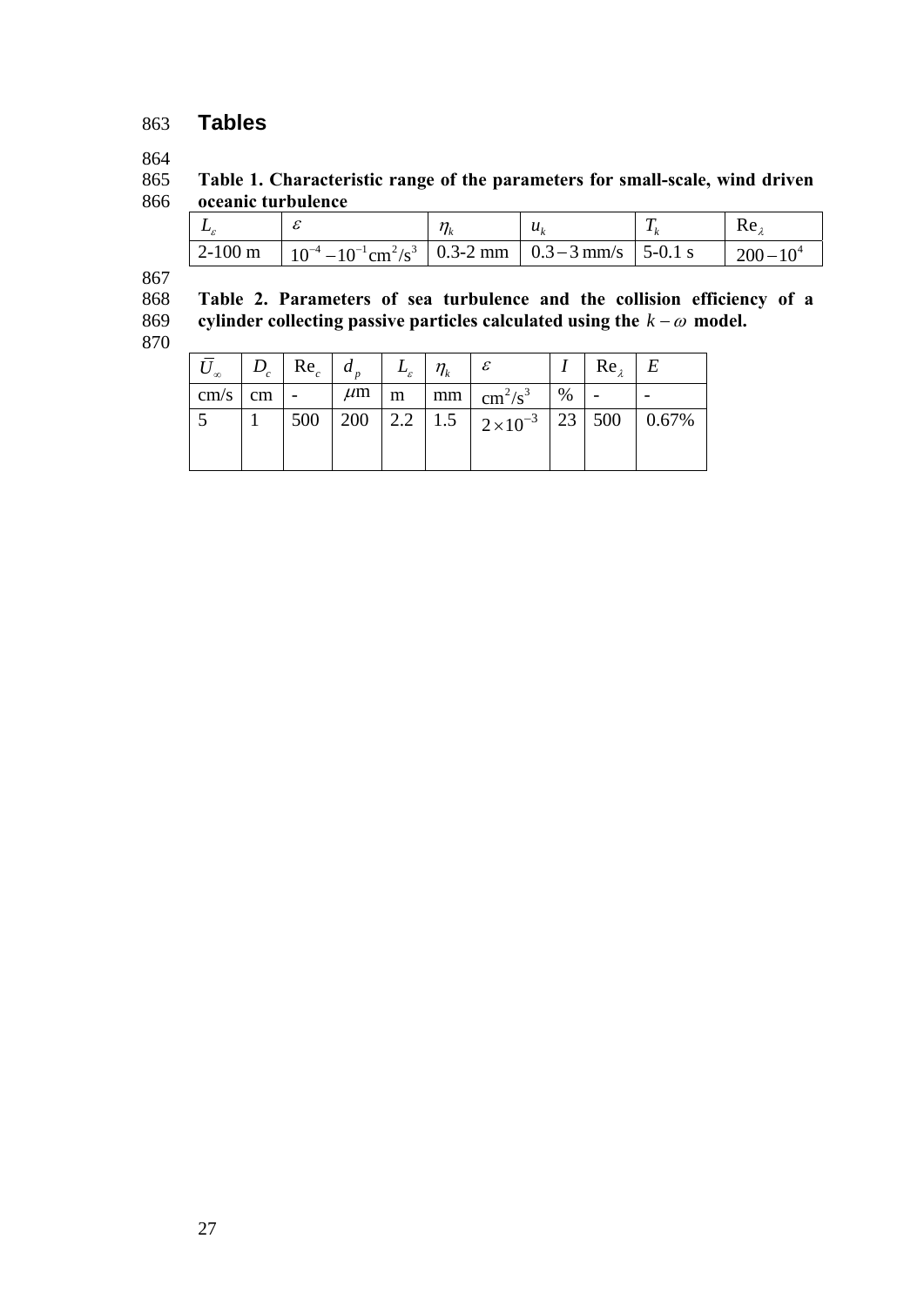# Tables

**Table 1. Characteristic range of the parameters for small-scale, wind driven oceanic turbulence**

| $L_\varepsilon$ | $\varepsilon$ | $\eta_k$ | $u_k$ | $T_k$ | $\mathrm{Re}_\lambda$ |
|---|---|---|---|---|---|
| 2-100 m | $10^{-4}-10^{-1}\mathrm{cm}^2/\mathrm{s}^3$ | 0.3-2 mm | $0.3-3$ mm/s | 5-0.1 s | $200-10^4$ |

**Table 2. Parameters of sea turbulence and the collision efficiency of a cylinder collecting passive particles calculated using the $k-\omega$ model.**

| $\bar{U}_\infty$ | $D_c$ | $\mathrm{Re}_c$ | $d_p$ | $L_\varepsilon$ | $\eta_k$ | $\varepsilon$ | $I$ | $\mathrm{Re}_\lambda$ | $E$ |
|---|---|---|---|---|---|---|---|---|---|
| cm/s | cm | - | $\mu$m | m | mm | $\mathrm{cm}^2/\mathrm{s}^3$ | % | - | - |
| 5 | 1 | 500 | 200 | 2.2 | 1.5 | $2\times10^{-3}$ | 23 | 500 | 0.67% |